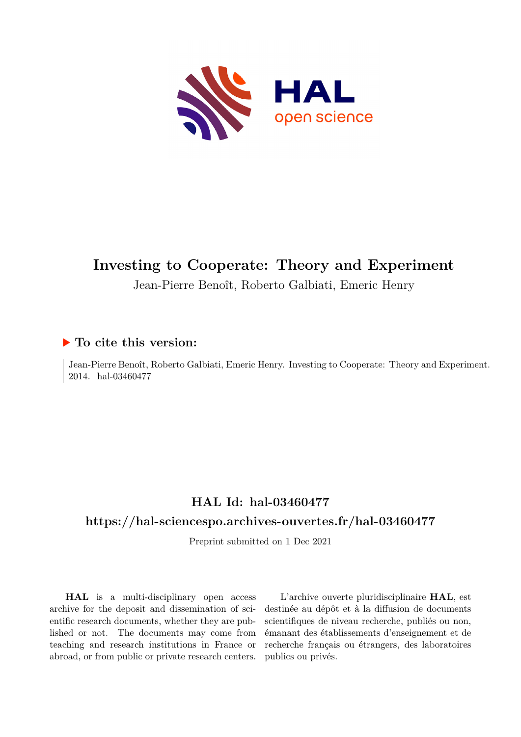# Investing to Cooperate: Theory and Experiment

Jean-Pierre Benoît, Roberto Galbiati, Emeric Henry

## ▶ To cite this version:

Jean-Pierre Benoît, Roberto Galbiati, Emeric Henry. Investing to Cooperate: Theory and Experiment. 2014. hal-03460477

## HAL Id: hal-03460477

## https://hal-sciencespo.archives-ouvertes.fr/hal-03460477

Preprint submitted on 1 Dec 2021

**HAL** is a multi-disciplinary open access archive for the deposit and dissemination of scientific research documents, whether they are published or not. The documents may come from teaching and research institutions in France or abroad, or from public or private research centers.

L'archive ouverte pluridisciplinaire **HAL**, est destinée au dépôt et à la diffusion de documents scientifiques de niveau recherche, publiés ou non, émanant des établissements d'enseignement et de recherche français ou étrangers, des laboratoires publics ou privés.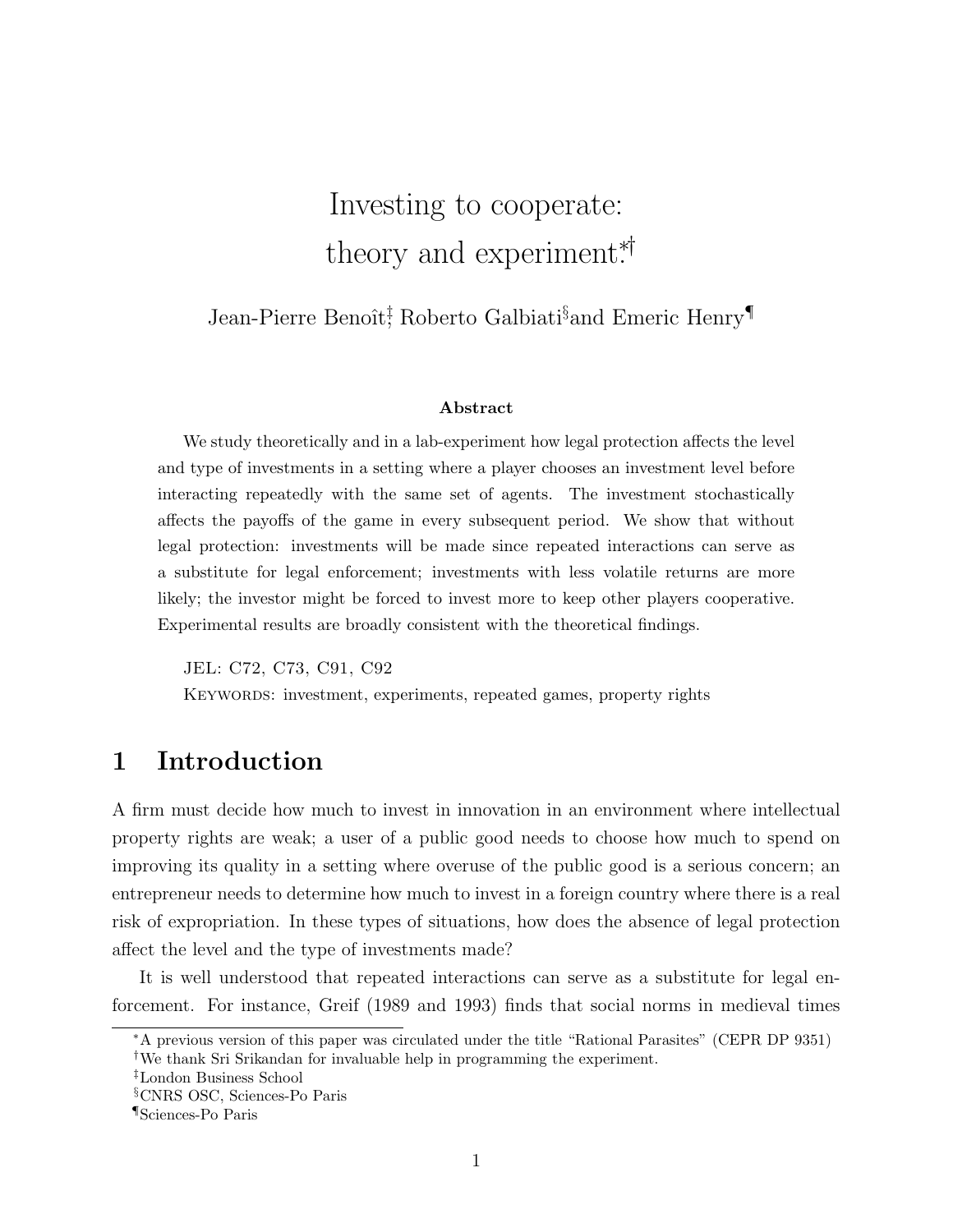# Investing to cooperate: theory and experiment[*,†]

Jean-Pierre Benoît[‡], Roberto Galbiati[§] and Emeric Henry[¶]

**Abstract**

We study theoretically and in a lab-experiment how legal protection affects the level and type of investments in a setting where a player chooses an investment level before interacting repeatedly with the same set of agents. The investment stochastically affects the payoffs of the game in every subsequent period. We show that without legal protection: investments will be made since repeated interactions can serve as a substitute for legal enforcement; investments with less volatile returns are more likely; the investor might be forced to invest more to keep other players cooperative. Experimental results are broadly consistent with the theoretical findings.

JEL: C72, C73, C91, C92

KEYWORDS: investment, experiments, repeated games, property rights

## 1 Introduction

A firm must decide how much to invest in innovation in an environment where intellectual property rights are weak; a user of a public good needs to choose how much to spend on improving its quality in a setting where overuse of the public good is a serious concern; an entrepreneur needs to determine how much to invest in a foreign country where there is a real risk of expropriation. In these types of situations, how does the absence of legal protection affect the level and the type of investments made?

It is well understood that repeated interactions can serve as a substitute for legal enforcement. For instance, Greif (1989 and 1993) finds that social norms in medieval times

---

[*] A previous version of this paper was circulated under the title "Rational Parasites" (CEPR DP 9351)

[†] We thank Sri Srikandan for invaluable help in programming the experiment.

[‡] London Business School

[§] CNRS OSC, Sciences-Po Paris

[¶] Sciences-Po Paris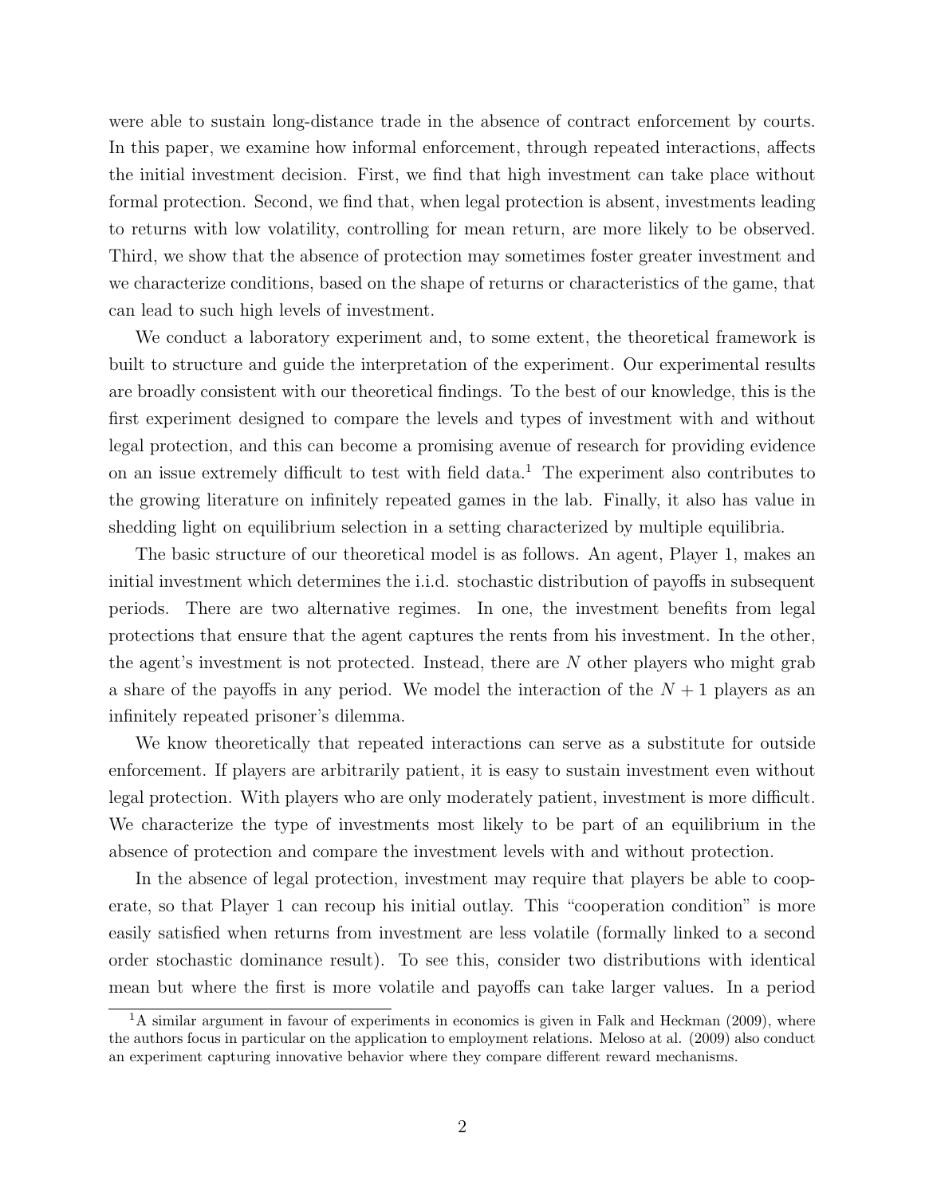were able to sustain long-distance trade in the absence of contract enforcement by courts. In this paper, we examine how informal enforcement, through repeated interactions, affects the initial investment decision. First, we find that high investment can take place without formal protection. Second, we find that, when legal protection is absent, investments leading to returns with low volatility, controlling for mean return, are more likely to be observed. Third, we show that the absence of protection may sometimes foster greater investment and we characterize conditions, based on the shape of returns or characteristics of the game, that can lead to such high levels of investment.

We conduct a laboratory experiment and, to some extent, the theoretical framework is built to structure and guide the interpretation of the experiment. Our experimental results are broadly consistent with our theoretical findings. To the best of our knowledge, this is the first experiment designed to compare the levels and types of investment with and without legal protection, and this can become a promising avenue of research for providing evidence on an issue extremely difficult to test with field data.[1] The experiment also contributes to the growing literature on infinitely repeated games in the lab. Finally, it also has value in shedding light on equilibrium selection in a setting characterized by multiple equilibria.

The basic structure of our theoretical model is as follows. An agent, Player 1, makes an initial investment which determines the i.i.d. stochastic distribution of payoffs in subsequent periods. There are two alternative regimes. In one, the investment benefits from legal protections that ensure that the agent captures the rents from his investment. In the other, the agent's investment is not protected. Instead, there are $N$ other players who might grab a share of the payoffs in any period. We model the interaction of the $N+1$ players as an infinitely repeated prisoner's dilemma.

We know theoretically that repeated interactions can serve as a substitute for outside enforcement. If players are arbitrarily patient, it is easy to sustain investment even without legal protection. With players who are only moderately patient, investment is more difficult. We characterize the type of investments most likely to be part of an equilibrium in the absence of protection and compare the investment levels with and without protection.

In the absence of legal protection, investment may require that players be able to cooperate, so that Player 1 can recoup his initial outlay. This "cooperation condition" is more easily satisfied when returns from investment are less volatile (formally linked to a second order stochastic dominance result). To see this, consider two distributions with identical mean but where the first is more volatile and payoffs can take larger values. In a period

[1] A similar argument in favour of experiments in economics is given in Falk and Heckman (2009), where the authors focus in particular on the application to employment relations. Meloso at al. (2009) also conduct an experiment capturing innovative behavior where they compare different reward mechanisms.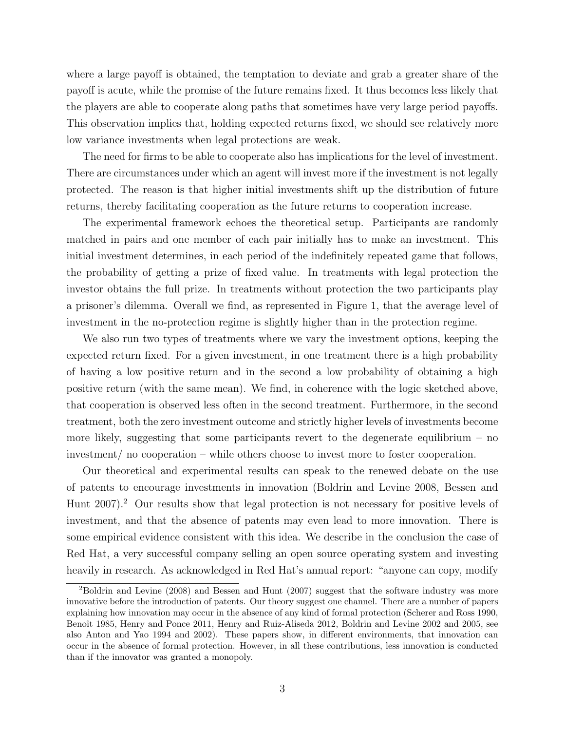where a large payoff is obtained, the temptation to deviate and grab a greater share of the payoff is acute, while the promise of the future remains fixed. It thus becomes less likely that the players are able to cooperate along paths that sometimes have very large period payoffs. This observation implies that, holding expected returns fixed, we should see relatively more low variance investments when legal protections are weak.

The need for firms to be able to cooperate also has implications for the level of investment. There are circumstances under which an agent will invest more if the investment is not legally protected. The reason is that higher initial investments shift up the distribution of future returns, thereby facilitating cooperation as the future returns to cooperation increase.

The experimental framework echoes the theoretical setup. Participants are randomly matched in pairs and one member of each pair initially has to make an investment. This initial investment determines, in each period of the indefinitely repeated game that follows, the probability of getting a prize of fixed value. In treatments with legal protection the investor obtains the full prize. In treatments without protection the two participants play a prisoner's dilemma. Overall we find, as represented in Figure 1, that the average level of investment in the no-protection regime is slightly higher than in the protection regime.

We also run two types of treatments where we vary the investment options, keeping the expected return fixed. For a given investment, in one treatment there is a high probability of having a low positive return and in the second a low probability of obtaining a high positive return (with the same mean). We find, in coherence with the logic sketched above, that cooperation is observed less often in the second treatment. Furthermore, in the second treatment, both the zero investment outcome and strictly higher levels of investments become more likely, suggesting that some participants revert to the degenerate equilibrium – no investment/ no cooperation – while others choose to invest more to foster cooperation.

Our theoretical and experimental results can speak to the renewed debate on the use of patents to encourage investments in innovation (Boldrin and Levine 2008, Bessen and Hunt 2007).[2] Our results show that legal protection is not necessary for positive levels of investment, and that the absence of patents may even lead to more innovation. There is some empirical evidence consistent with this idea. We describe in the conclusion the case of Red Hat, a very successful company selling an open source operating system and investing heavily in research. As acknowledged in Red Hat's annual report: "anyone can copy, modify

[2]Boldrin and Levine (2008) and Bessen and Hunt (2007) suggest that the software industry was more innovative before the introduction of patents. Our theory suggest one channel. There are a number of papers explaining how innovation may occur in the absence of any kind of formal protection (Scherer and Ross 1990, Benoît 1985, Henry and Ponce 2011, Henry and Ruiz-Aliseda 2012, Boldrin and Levine 2002 and 2005, see also Anton and Yao 1994 and 2002). These papers show, in different environments, that innovation can occur in the absence of formal protection. However, in all these contributions, less innovation is conducted than if the innovator was granted a monopoly.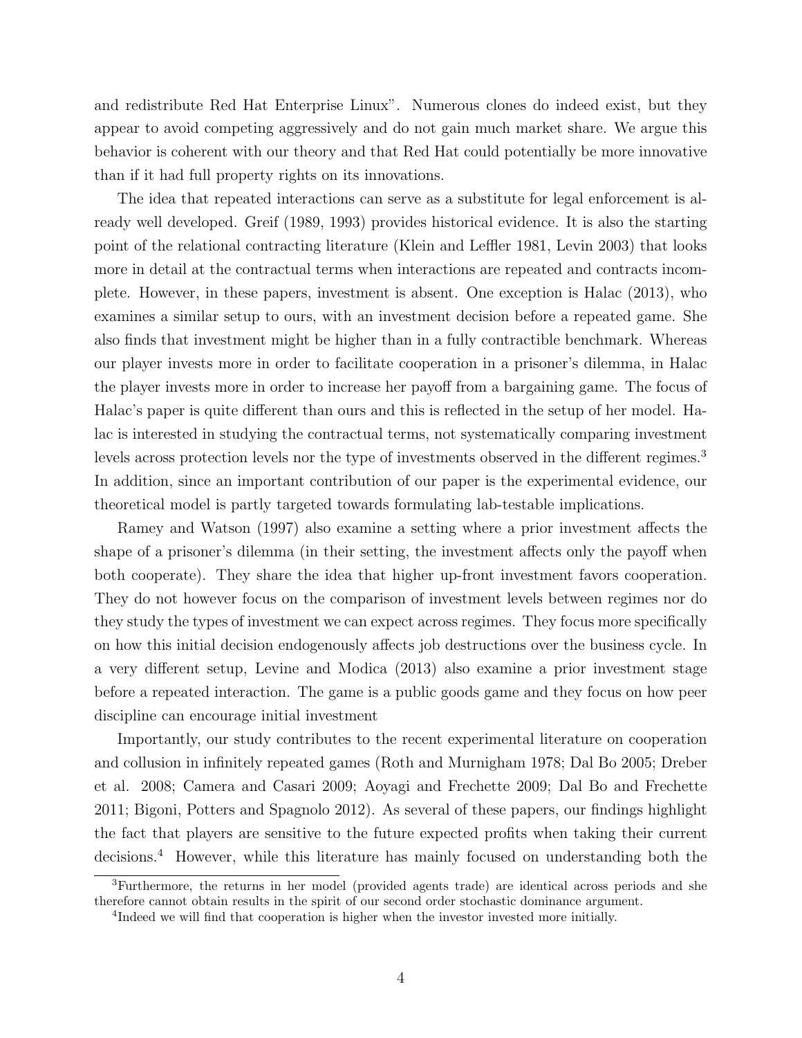and redistribute Red Hat Enterprise Linux". Numerous clones do indeed exist, but they appear to avoid competing aggressively and do not gain much market share. We argue this behavior is coherent with our theory and that Red Hat could potentially be more innovative than if it had full property rights on its innovations.

The idea that repeated interactions can serve as a substitute for legal enforcement is already well developed. Greif (1989, 1993) provides historical evidence. It is also the starting point of the relational contracting literature (Klein and Leffler 1981, Levin 2003) that looks more in detail at the contractual terms when interactions are repeated and contracts incomplete. However, in these papers, investment is absent. One exception is Halac (2013), who examines a similar setup to ours, with an investment decision before a repeated game. She also finds that investment might be higher than in a fully contractible benchmark. Whereas our player invests more in order to facilitate cooperation in a prisoner's dilemma, in Halac the player invests more in order to increase her payoff from a bargaining game. The focus of Halac's paper is quite different than ours and this is reflected in the setup of her model. Halac is interested in studying the contractual terms, not systematically comparing investment levels across protection levels nor the type of investments observed in the different regimes.[3] In addition, since an important contribution of our paper is the experimental evidence, our theoretical model is partly targeted towards formulating lab-testable implications.

Ramey and Watson (1997) also examine a setting where a prior investment affects the shape of a prisoner's dilemma (in their setting, the investment affects only the payoff when both cooperate). They share the idea that higher up-front investment favors cooperation. They do not however focus on the comparison of investment levels between regimes nor do they study the types of investment we can expect across regimes. They focus more specifically on how this initial decision endogenously affects job destructions over the business cycle. In a very different setup, Levine and Modica (2013) also examine a prior investment stage before a repeated interaction. The game is a public goods game and they focus on how peer discipline can encourage initial investment

Importantly, our study contributes to the recent experimental literature on cooperation and collusion in infinitely repeated games (Roth and Murnigham 1978; Dal Bo 2005; Dreber et al. 2008; Camera and Casari 2009; Aoyagi and Frechette 2009; Dal Bo and Frechette 2011; Bigoni, Potters and Spagnolo 2012). As several of these papers, our findings highlight the fact that players are sensitive to the future expected profits when taking their current decisions.[4] However, while this literature has mainly focused on understanding both the

[3]Furthermore, the returns in her model (provided agents trade) are identical across periods and she therefore cannot obtain results in the spirit of our second order stochastic dominance argument.

[4]Indeed we will find that cooperation is higher when the investor invested more initially.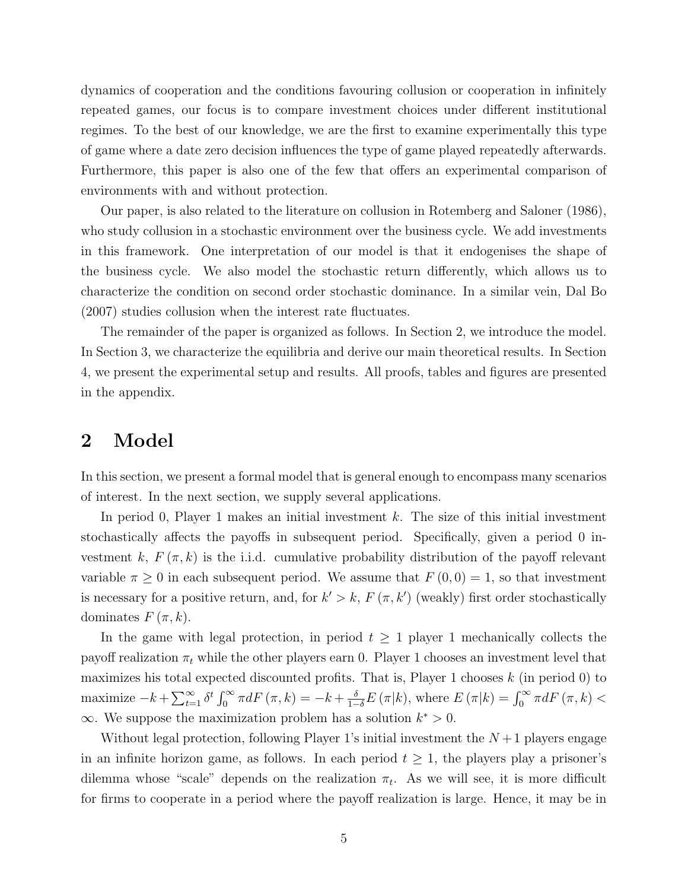dynamics of cooperation and the conditions favouring collusion or cooperation in infinitely repeated games, our focus is to compare investment choices under different institutional regimes. To the best of our knowledge, we are the first to examine experimentally this type of game where a date zero decision influences the type of game played repeatedly afterwards. Furthermore, this paper is also one of the few that offers an experimental comparison of environments with and without protection.

Our paper, is also related to the literature on collusion in Rotemberg and Saloner (1986), who study collusion in a stochastic environment over the business cycle. We add investments in this framework. One interpretation of our model is that it endogenises the shape of the business cycle. We also model the stochastic return differently, which allows us to characterize the condition on second order stochastic dominance. In a similar vein, Dal Bo (2007) studies collusion when the interest rate fluctuates.

The remainder of the paper is organized as follows. In Section 2, we introduce the model. In Section 3, we characterize the equilibria and derive our main theoretical results. In Section 4, we present the experimental setup and results. All proofs, tables and figures are presented in the appendix.

# 2 Model

In this section, we present a formal model that is general enough to encompass many scenarios of interest. In the next section, we supply several applications.

In period 0, Player 1 makes an initial investment $k$. The size of this initial investment stochastically affects the payoffs in subsequent period. Specifically, given a period 0 investment $k$, $F(\pi, k)$ is the i.i.d. cumulative probability distribution of the payoff relevant variable $\pi \geq 0$ in each subsequent period. We assume that $F(0,0) = 1$, so that investment is necessary for a positive return, and, for $k' > k$, $F(\pi, k')$ (weakly) first order stochastically dominates $F(\pi, k)$.

In the game with legal protection, in period $t \geq 1$ player 1 mechanically collects the payoff realization $\pi_t$ while the other players earn 0. Player 1 chooses an investment level that maximizes his total expected discounted profits. That is, Player 1 chooses $k$ (in period 0) to maximize $-k + \sum_{t=1}^{\infty} \delta^t \int_0^{\infty} \pi dF(\pi, k) = -k + \frac{\delta}{1-\delta} E(\pi|k)$, where $E(\pi|k) = \int_0^{\infty} \pi dF(\pi, k) < \infty$. We suppose the maximization problem has a solution $k^* > 0$.

Without legal protection, following Player 1's initial investment the $N+1$ players engage in an infinite horizon game, as follows. In each period $t \geq 1$, the players play a prisoner's dilemma whose "scale" depends on the realization $\pi_t$. As we will see, it is more difficult for firms to cooperate in a period where the payoff realization is large. Hence, it may be in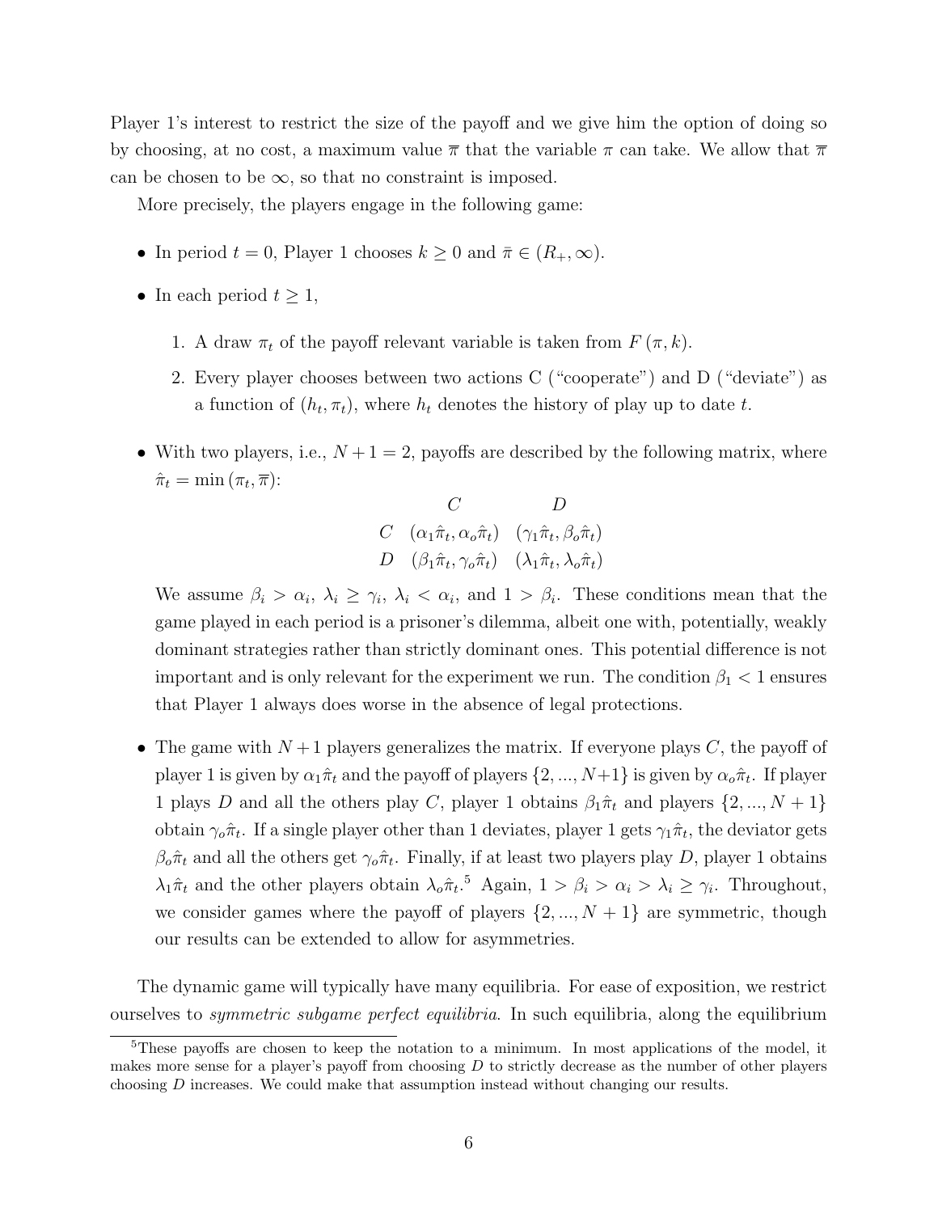Player 1's interest to restrict the size of the payoff and we give him the option of doing so by choosing, at no cost, a maximum value $\overline{\pi}$ that the variable $\pi$ can take. We allow that $\overline{\pi}$ can be chosen to be $\infty$, so that no constraint is imposed.

More precisely, the players engage in the following game:

- In period $t = 0$, Player 1 chooses $k \geq 0$ and $\bar{\pi} \in (R_+, \infty)$.
- In each period $t \geq 1$,
  1. A draw $\pi_t$ of the payoff relevant variable is taken from $F(\pi, k)$.
  2. Every player chooses between two actions C ("cooperate") and D ("deviate") as a function of $(h_t, \pi_t)$, where $h_t$ denotes the history of play up to date $t$.
- With two players, i.e., $N + 1 = 2$, payoffs are described by the following matrix, where $\hat{\pi}_t = \min(\pi_t, \overline{\pi})$:

|   | $C$ | $D$ |
|---|---|---|
| $C$ | $(\alpha_1\hat{\pi}_t, \alpha_o\hat{\pi}_t)$ | $(\gamma_1\hat{\pi}_t, \beta_o\hat{\pi}_t)$ |
| $D$ | $(\beta_1\hat{\pi}_t, \gamma_o\hat{\pi}_t)$ | $(\lambda_1\hat{\pi}_t, \lambda_o\hat{\pi}_t)$ |

  We assume $\beta_i > \alpha_i$, $\lambda_i \geq \gamma_i$, $\lambda_i < \alpha_i$, and $1 > \beta_i$. These conditions mean that the game played in each period is a prisoner's dilemma, albeit one with, potentially, weakly dominant strategies rather than strictly dominant ones. This potential difference is not important and is only relevant for the experiment we run. The condition $\beta_1 < 1$ ensures that Player 1 always does worse in the absence of legal protections.

- The game with $N+1$ players generalizes the matrix. If everyone plays $C$, the payoff of player 1 is given by $\alpha_1\hat{\pi}_t$ and the payoff of players $\{2, ..., N+1\}$ is given by $\alpha_o\hat{\pi}_t$. If player 1 plays $D$ and all the others play $C$, player 1 obtains $\beta_1\hat{\pi}_t$ and players $\{2, ..., N+1\}$ obtain $\gamma_o\hat{\pi}_t$. If a single player other than 1 deviates, player 1 gets $\gamma_1\hat{\pi}_t$, the deviator gets $\beta_o\hat{\pi}_t$ and all the others get $\gamma_o\hat{\pi}_t$. Finally, if at least two players play $D$, player 1 obtains $\lambda_1\hat{\pi}_t$ and the other players obtain $\lambda_o\hat{\pi}_t$.[5] Again, $1 > \beta_i > \alpha_i > \lambda_i \geq \gamma_i$. Throughout, we consider games where the payoff of players $\{2, ..., N+1\}$ are symmetric, though our results can be extended to allow for asymmetries.

The dynamic game will typically have many equilibria. For ease of exposition, we restrict ourselves to *symmetric subgame perfect equilibria*. In such equilibria, along the equilibrium

[5] These payoffs are chosen to keep the notation to a minimum. In most applications of the model, it makes more sense for a player's payoff from choosing $D$ to strictly decrease as the number of other players choosing $D$ increases. We could make that assumption instead without changing our results.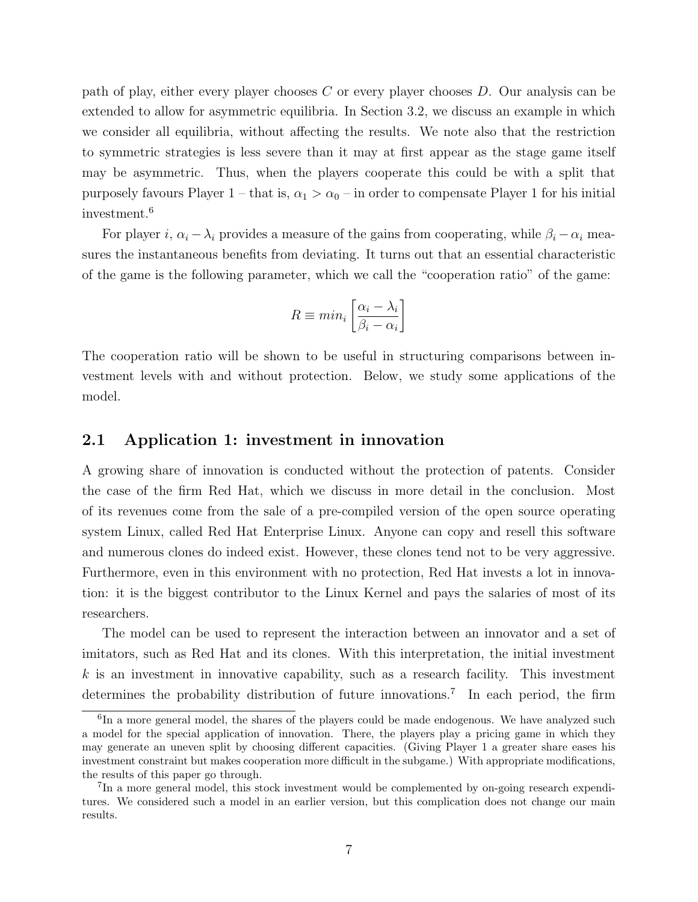path of play, either every player chooses $C$ or every player chooses $D$. Our analysis can be extended to allow for asymmetric equilibria. In Section 3.2, we discuss an example in which we consider all equilibria, without affecting the results. We note also that the restriction to symmetric strategies is less severe than it may at first appear as the stage game itself may be asymmetric. Thus, when the players cooperate this could be with a split that purposely favours Player 1 – that is, $\alpha_1 > \alpha_0$ – in order to compensate Player 1 for his initial investment.[6]

For player $i$, $\alpha_i - \lambda_i$ provides a measure of the gains from cooperating, while $\beta_i - \alpha_i$ measures the instantaneous benefits from deviating. It turns out that an essential characteristic of the game is the following parameter, which we call the "cooperation ratio" of the game:

$$R \equiv min_i \left[ \frac{\alpha_i - \lambda_i}{\beta_i - \alpha_i} \right]$$

The cooperation ratio will be shown to be useful in structuring comparisons between investment levels with and without protection. Below, we study some applications of the model.

## 2.1 Application 1: investment in innovation

A growing share of innovation is conducted without the protection of patents. Consider the case of the firm Red Hat, which we discuss in more detail in the conclusion. Most of its revenues come from the sale of a pre-compiled version of the open source operating system Linux, called Red Hat Enterprise Linux. Anyone can copy and resell this software and numerous clones do indeed exist. However, these clones tend not to be very aggressive. Furthermore, even in this environment with no protection, Red Hat invests a lot in innovation: it is the biggest contributor to the Linux Kernel and pays the salaries of most of its researchers.

The model can be used to represent the interaction between an innovator and a set of imitators, such as Red Hat and its clones. With this interpretation, the initial investment $k$ is an investment in innovative capability, such as a research facility. This investment determines the probability distribution of future innovations.[7] In each period, the firm

[6] In a more general model, the shares of the players could be made endogenous. We have analyzed such a model for the special application of innovation. There, the players play a pricing game in which they may generate an uneven split by choosing different capacities. (Giving Player 1 a greater share eases his investment constraint but makes cooperation more difficult in the subgame.) With appropriate modifications, the results of this paper go through.

[7] In a more general model, this stock investment would be complemented by on-going research expenditures. We considered such a model in an earlier version, but this complication does not change our main results.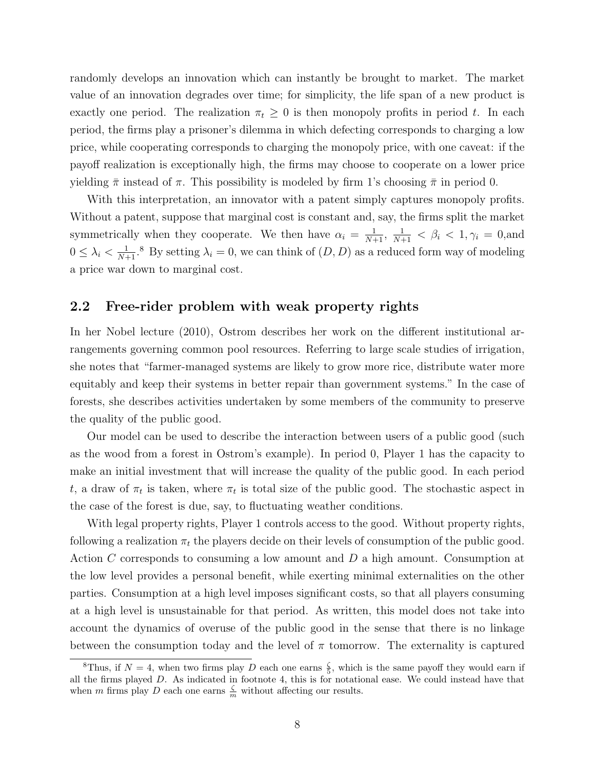randomly develops an innovation which can instantly be brought to market. The market value of an innovation degrades over time; for simplicity, the life span of a new product is exactly one period. The realization $\pi_t \geq 0$ is then monopoly profits in period $t$. In each period, the firms play a prisoner's dilemma in which defecting corresponds to charging a low price, while cooperating corresponds to charging the monopoly price, with one caveat: if the payoff realization is exceptionally high, the firms may choose to cooperate on a lower price yielding $\bar{\pi}$ instead of $\pi$. This possibility is modeled by firm 1's choosing $\bar{\pi}$ in period 0.

With this interpretation, an innovator with a patent simply captures monopoly profits. Without a patent, suppose that marginal cost is constant and, say, the firms split the market symmetrically when they cooperate. We then have $\alpha_i = \frac{1}{N+1}$, $\frac{1}{N+1} < \beta_i < 1, \gamma_i = 0$,and $0 \leq \lambda_i < \frac{1}{N+1}$.[8] By setting $\lambda_i = 0$, we can think of $(D, D)$ as a reduced form way of modeling a price war down to marginal cost.

## 2.2 Free-rider problem with weak property rights

In her Nobel lecture (2010), Ostrom describes her work on the different institutional arrangements governing common pool resources. Referring to large scale studies of irrigation, she notes that "farmer-managed systems are likely to grow more rice, distribute water more equitably and keep their systems in better repair than government systems." In the case of forests, she describes activities undertaken by some members of the community to preserve the quality of the public good.

Our model can be used to describe the interaction between users of a public good (such as the wood from a forest in Ostrom's example). In period 0, Player 1 has the capacity to make an initial investment that will increase the quality of the public good. In each period $t$, a draw of $\pi_t$ is taken, where $\pi_t$ is total size of the public good. The stochastic aspect in the case of the forest is due, say, to fluctuating weather conditions.

With legal property rights, Player 1 controls access to the good. Without property rights, following a realization $\pi_t$ the players decide on their levels of consumption of the public good. Action $C$ corresponds to consuming a low amount and $D$ a high amount. Consumption at the low level provides a personal benefit, while exerting minimal externalities on the other parties. Consumption at a high level imposes significant costs, so that all players consuming at a high level is unsustainable for that period. As written, this model does not take into account the dynamics of overuse of the public good in the sense that there is no linkage between the consumption today and the level of $\pi$ tomorrow. The externality is captured

[8] Thus, if $N = 4$, when two firms play $D$ each one earns $\frac{\zeta}{5}$, which is the same payoff they would earn if all the firms played $D$. As indicated in footnote 4, this is for notational ease. We could instead have that when $m$ firms play $D$ each one earns $\frac{\zeta}{m}$ without affecting our results.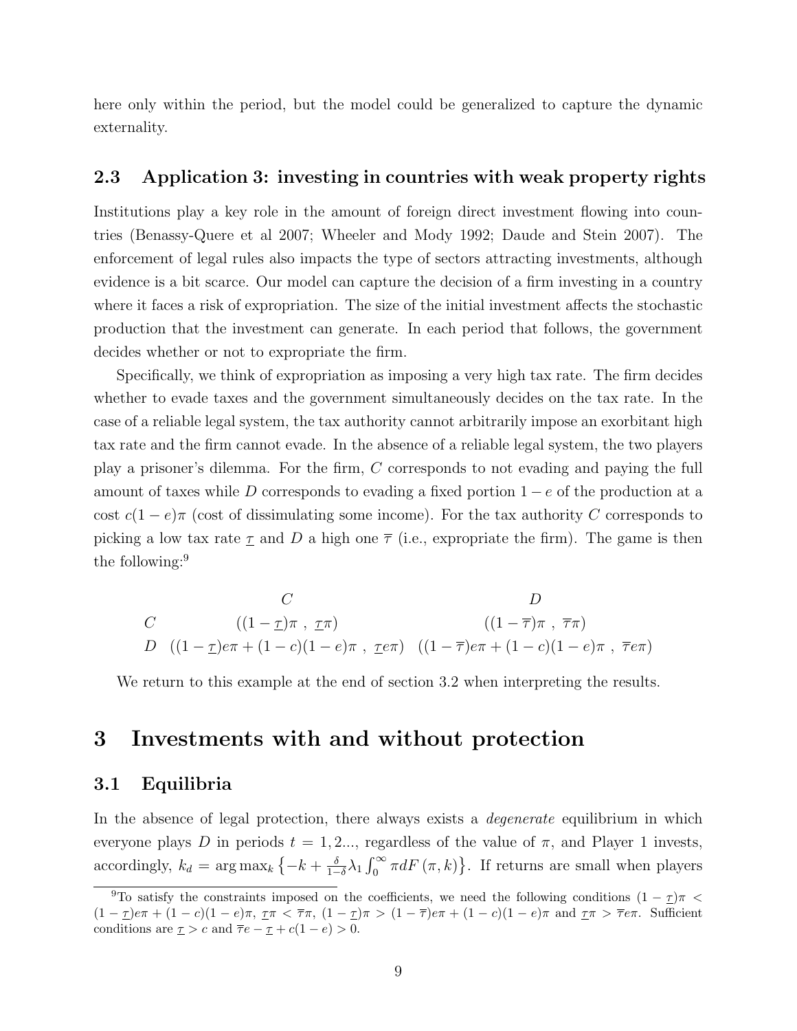here only within the period, but the model could be generalized to capture the dynamic externality.

### 2.3 Application 3: investing in countries with weak property rights

Institutions play a key role in the amount of foreign direct investment flowing into countries (Benassy-Quere et al 2007; Wheeler and Mody 1992; Daude and Stein 2007). The enforcement of legal rules also impacts the type of sectors attracting investments, although evidence is a bit scarce. Our model can capture the decision of a firm investing in a country where it faces a risk of expropriation. The size of the initial investment affects the stochastic production that the investment can generate. In each period that follows, the government decides whether or not to expropriate the firm.

Specifically, we think of expropriation as imposing a very high tax rate. The firm decides whether to evade taxes and the government simultaneously decides on the tax rate. In the case of a reliable legal system, the tax authority cannot arbitrarily impose an exorbitant high tax rate and the firm cannot evade. In the absence of a reliable legal system, the two players play a prisoner's dilemma. For the firm, $C$ corresponds to not evading and paying the full amount of taxes while $D$ corresponds to evading a fixed portion $1-e$ of the production at a cost $c(1-e)\pi$ (cost of dissimulating some income). For the tax authority $C$ corresponds to picking a low tax rate $\underline{\tau}$ and $D$ a high one $\overline{\tau}$ (i.e., expropriate the firm). The game is then the following:[9]

| | $C$ | $D$ |
|---|---|---|
| $C$ | $((1-\underline{\tau})\pi\ ,\ \underline{\tau}\pi)$ | $((1-\overline{\tau})\pi\ ,\ \overline{\tau}\pi)$ |
| $D$ | $((1-\underline{\tau})e\pi+(1-c)(1-e)\pi\ ,\ \underline{\tau}e\pi)$ | $((1-\overline{\tau})e\pi+(1-c)(1-e)\pi\ ,\ \overline{\tau}e\pi)$ |

We return to this example at the end of section 3.2 when interpreting the results.

# 3 Investments with and without protection

## 3.1 Equilibria

In the absence of legal protection, there always exists a *degenerate* equilibrium in which everyone plays $D$ in periods $t=1,2...$, regardless of the value of $\pi$, and Player 1 invests, accordingly, $k_d = \arg\max_k \left\{-k+\frac{\delta}{1-\delta}\lambda_1\int_0^\infty \pi dF\left(\pi,k\right)\right\}$. If returns are small when players

[9] To satisfy the constraints imposed on the coefficients, we need the following conditions $(1-\underline{\tau})\pi < (1-\underline{\tau})e\pi+(1-c)(1-e)\pi$, $\underline{\tau}\pi < \overline{\tau}\pi$, $(1-\underline{\tau})\pi > (1-\overline{\tau})e\pi+(1-c)(1-e)\pi$ and $\underline{\tau}\pi > \overline{\tau}e\pi$. Sufficient conditions are $\underline{\tau} > c$ and $\overline{\tau}e-\underline{\tau}+c(1-e) > 0$.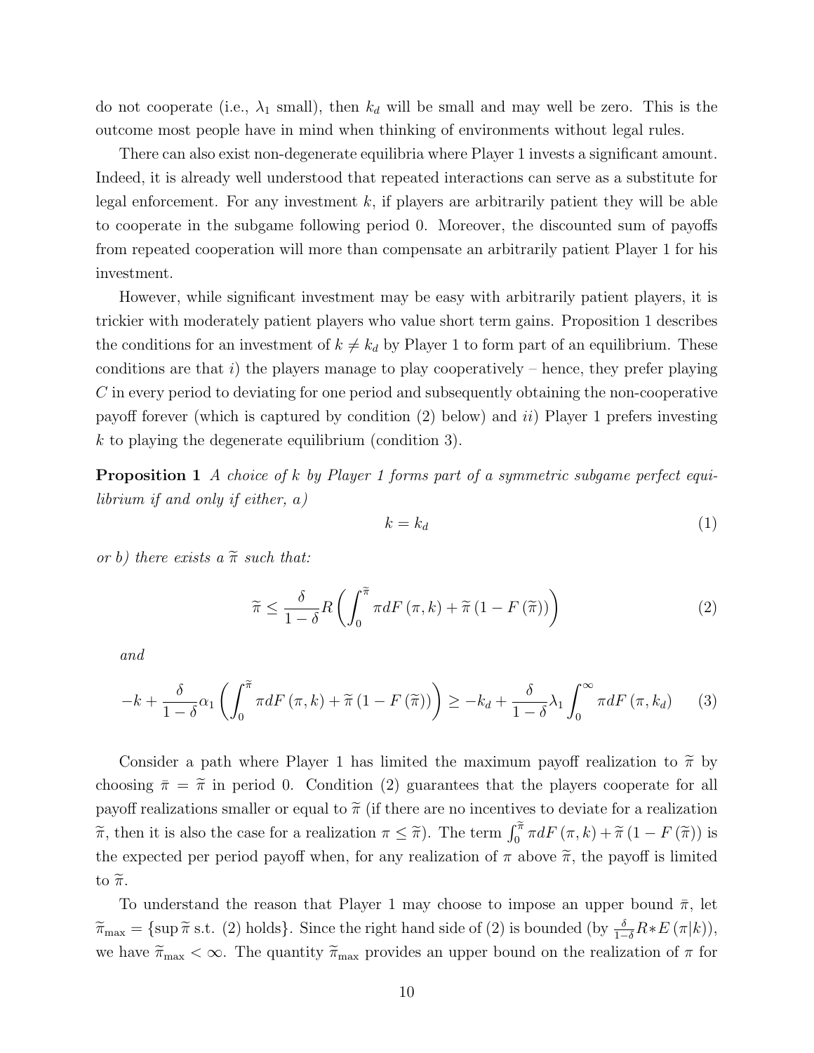do not cooperate (i.e., $\lambda_1$ small), then $k_d$ will be small and may well be zero. This is the outcome most people have in mind when thinking of environments without legal rules.

There can also exist non-degenerate equilibria where Player 1 invests a significant amount. Indeed, it is already well understood that repeated interactions can serve as a substitute for legal enforcement. For any investment $k$, if players are arbitrarily patient they will be able to cooperate in the subgame following period 0. Moreover, the discounted sum of payoffs from repeated cooperation will more than compensate an arbitrarily patient Player 1 for his investment.

However, while significant investment may be easy with arbitrarily patient players, it is trickier with moderately patient players who value short term gains. Proposition 1 describes the conditions for an investment of $k \neq k_d$ by Player 1 to form part of an equilibrium. These conditions are that *i*) the players manage to play cooperatively – hence, they prefer playing $C$ in every period to deviating for one period and subsequently obtaining the non-cooperative payoff forever (which is captured by condition (2) below) and *ii*) Player 1 prefers investing $k$ to playing the degenerate equilibrium (condition 3).

**Proposition 1** *A choice of $k$ by Player 1 forms part of a symmetric subgame perfect equilibrium if and only if either, a)*

$$k = k_d \tag{1}$$

*or b) there exists a $\widetilde{\pi}$ such that:*

$$\widetilde{\pi} \leq \frac{\delta}{1-\delta} R \left( \int_0^{\widetilde{\pi}} \pi dF(\pi, k) + \widetilde{\pi} \left(1 - F(\widetilde{\pi})\right) \right) \tag{2}$$

*and*

$$-k + \frac{\delta}{1-\delta} \alpha_1 \left( \int_0^{\widetilde{\pi}} \pi dF(\pi, k) + \widetilde{\pi} \left(1 - F(\widetilde{\pi})\right) \right) \geq -k_d + \frac{\delta}{1-\delta} \lambda_1 \int_0^{\infty} \pi dF(\pi, k_d) \tag{3}$$

Consider a path where Player 1 has limited the maximum payoff realization to $\widetilde{\pi}$ by choosing $\bar{\pi} = \widetilde{\pi}$ in period 0. Condition (2) guarantees that the players cooperate for all payoff realizations smaller or equal to $\widetilde{\pi}$ (if there are no incentives to deviate for a realization $\widetilde{\pi}$, then it is also the case for a realization $\pi \leq \widetilde{\pi}$). The term $\int_0^{\widetilde{\pi}} \pi dF(\pi, k) + \widetilde{\pi}(1 - F(\widetilde{\pi}))$ is the expected per period payoff when, for any realization of $\pi$ above $\widetilde{\pi}$, the payoff is limited to $\widetilde{\pi}$.

To understand the reason that Player 1 may choose to impose an upper bound $\bar{\pi}$, let $\widetilde{\pi}_{\max} = \{\sup \widetilde{\pi} \text{ s.t. (2) holds}\}$. Since the right hand side of (2) is bounded (by $\frac{\delta}{1-\delta} R * E(\pi|k)$), we have $\widetilde{\pi}_{\max} < \infty$. The quantity $\widetilde{\pi}_{\max}$ provides an upper bound on the realization of $\pi$ for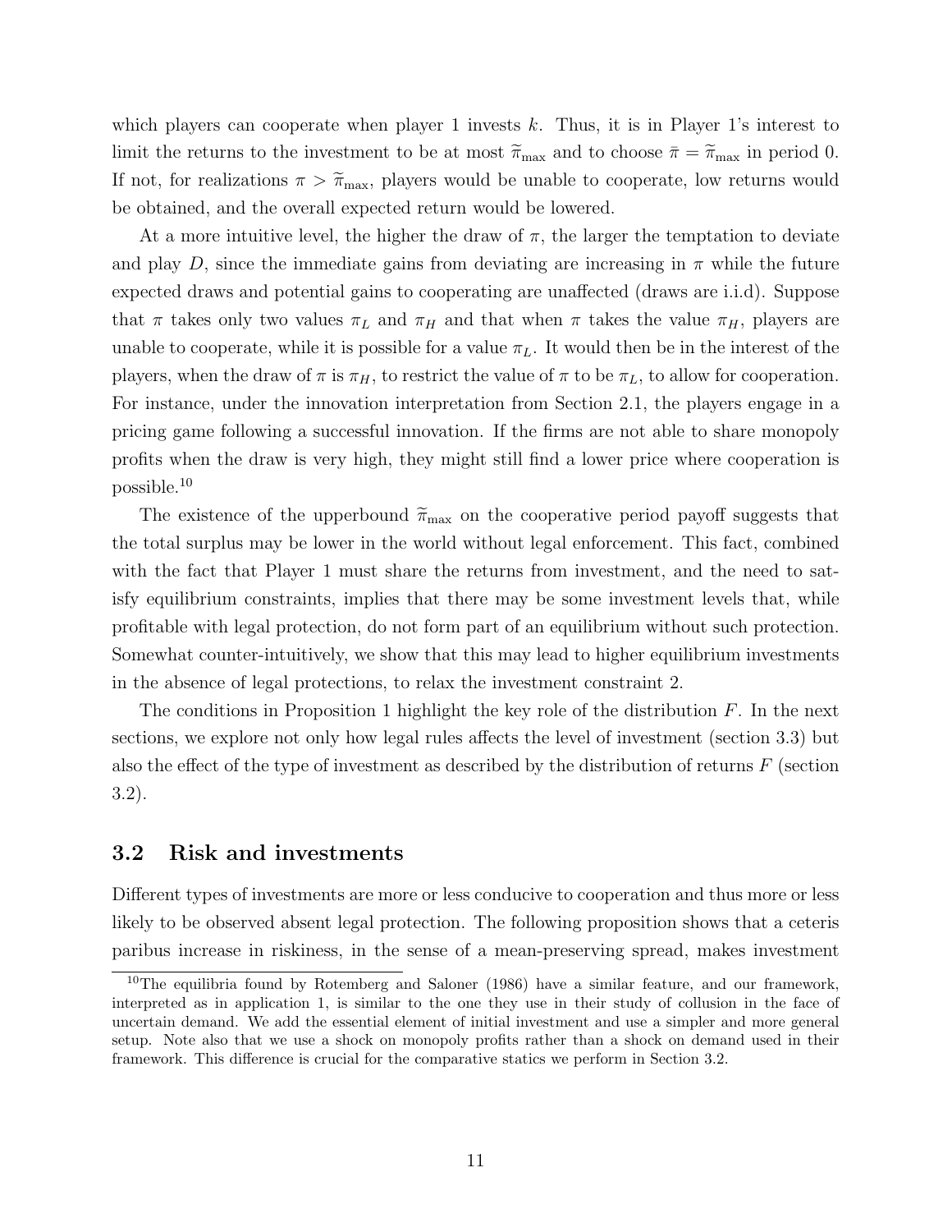which players can cooperate when player 1 invests $k$. Thus, it is in Player 1's interest to limit the returns to the investment to be at most $\widetilde{\pi}_{\max}$ and to choose $\bar{\pi} = \widetilde{\pi}_{\max}$ in period 0. If not, for realizations $\pi > \widetilde{\pi}_{\max}$, players would be unable to cooperate, low returns would be obtained, and the overall expected return would be lowered.

At a more intuitive level, the higher the draw of $\pi$, the larger the temptation to deviate and play $D$, since the immediate gains from deviating are increasing in $\pi$ while the future expected draws and potential gains to cooperating are unaffected (draws are i.i.d). Suppose that $\pi$ takes only two values $\pi_L$ and $\pi_H$ and that when $\pi$ takes the value $\pi_H$, players are unable to cooperate, while it is possible for a value $\pi_L$. It would then be in the interest of the players, when the draw of $\pi$ is $\pi_H$, to restrict the value of $\pi$ to be $\pi_L$, to allow for cooperation. For instance, under the innovation interpretation from Section 2.1, the players engage in a pricing game following a successful innovation. If the firms are not able to share monopoly profits when the draw is very high, they might still find a lower price where cooperation is possible.[10]

The existence of the upperbound $\widetilde{\pi}_{\max}$ on the cooperative period payoff suggests that the total surplus may be lower in the world without legal enforcement. This fact, combined with the fact that Player 1 must share the returns from investment, and the need to satisfy equilibrium constraints, implies that there may be some investment levels that, while profitable with legal protection, do not form part of an equilibrium without such protection. Somewhat counter-intuitively, we show that this may lead to higher equilibrium investments in the absence of legal protections, to relax the investment constraint 2.

The conditions in Proposition 1 highlight the key role of the distribution $F$. In the next sections, we explore not only how legal rules affects the level of investment (section 3.3) but also the effect of the type of investment as described by the distribution of returns $F$ (section 3.2).

## 3.2 Risk and investments

Different types of investments are more or less conducive to cooperation and thus more or less likely to be observed absent legal protection. The following proposition shows that a ceteris paribus increase in riskiness, in the sense of a mean-preserving spread, makes investment

[10] The equilibria found by Rotemberg and Saloner (1986) have a similar feature, and our framework, interpreted as in application 1, is similar to the one they use in their study of collusion in the face of uncertain demand. We add the essential element of initial investment and use a simpler and more general setup. Note also that we use a shock on monopoly profits rather than a shock on demand used in their framework. This difference is crucial for the comparative statics we perform in Section 3.2.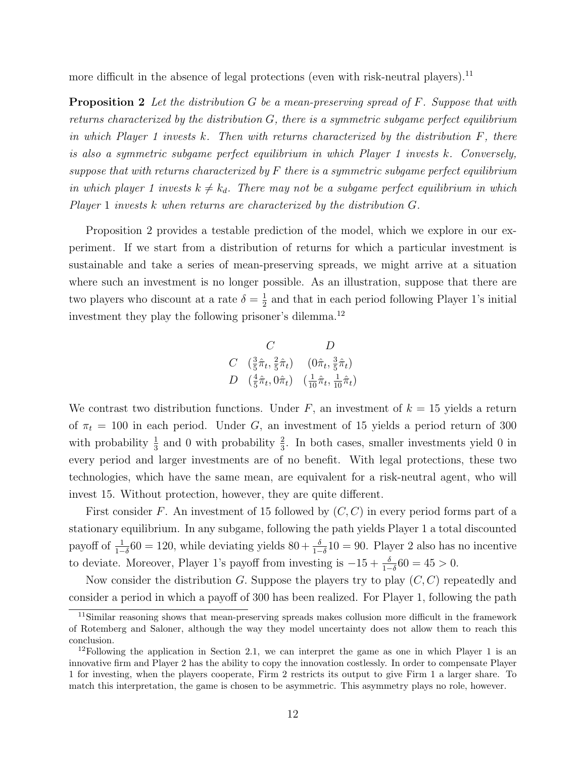more difficult in the absence of legal protections (even with risk-neutral players).[11]

**Proposition 2** *Let the distribution $G$ be a mean-preserving spread of $F$. Suppose that with returns characterized by the distribution $G$, there is a symmetric subgame perfect equilibrium in which Player 1 invests $k$. Then with returns characterized by the distribution $F$, there is also a symmetric subgame perfect equilibrium in which Player 1 invests $k$. Conversely, suppose that with returns characterized by $F$ there is a symmetric subgame perfect equilibrium in which player 1 invests $k \neq k_d$. There may not be a subgame perfect equilibrium in which Player 1 invests $k$ when returns are characterized by the distribution $G$.*

Proposition 2 provides a testable prediction of the model, which we explore in our experiment. If we start from a distribution of returns for which a particular investment is sustainable and take a series of mean-preserving spreads, we might arrive at a situation where such an investment is no longer possible. As an illustration, suppose that there are two players who discount at a rate $\delta = \frac{1}{2}$ and that in each period following Player 1's initial investment they play the following prisoner's dilemma.[12]

| | $C$ | $D$ |
|---|---|---|
| $C$ | $(\frac{3}{5}\hat{\pi}_t, \frac{2}{5}\hat{\pi}_t)$ | $(0\hat{\pi}_t, \frac{3}{5}\hat{\pi}_t)$ |
| $D$ | $(\frac{4}{5}\hat{\pi}_t, 0\hat{\pi}_t)$ | $(\frac{1}{10}\hat{\pi}_t, \frac{1}{10}\hat{\pi}_t)$ |

We contrast two distribution functions. Under $F$, an investment of $k = 15$ yields a return of $\pi_t = 100$ in each period. Under $G$, an investment of 15 yields a period return of 300 with probability $\frac{1}{3}$ and 0 with probability $\frac{2}{3}$. In both cases, smaller investments yield 0 in every period and larger investments are of no benefit. With legal protections, these two technologies, which have the same mean, are equivalent for a risk-neutral agent, who will invest 15. Without protection, however, they are quite different.

First consider $F$. An investment of 15 followed by $(C, C)$ in every period forms part of a stationary equilibrium. In any subgame, following the path yields Player 1 a total discounted payoff of $\frac{1}{1-\delta}60 = 120$, while deviating yields $80 + \frac{\delta}{1-\delta}10 = 90$. Player 2 also has no incentive to deviate. Moreover, Player 1's payoff from investing is $-15 + \frac{\delta}{1-\delta}60 = 45 > 0$.

Now consider the distribution $G$. Suppose the players try to play $(C, C)$ repeatedly and consider a period in which a payoff of 300 has been realized. For Player 1, following the path

[11]Similar reasoning shows that mean-preserving spreads makes collusion more difficult in the framework of Rotemberg and Saloner, although the way they model uncertainty does not allow them to reach this conclusion.

[12]Following the application in Section 2.1, we can interpret the game as one in which Player 1 is an innovative firm and Player 2 has the ability to copy the innovation costlessly. In order to compensate Player 1 for investing, when the players cooperate, Firm 2 restricts its output to give Firm 1 a larger share. To match this interpretation, the game is chosen to be asymmetric. This asymmetry plays no role, however.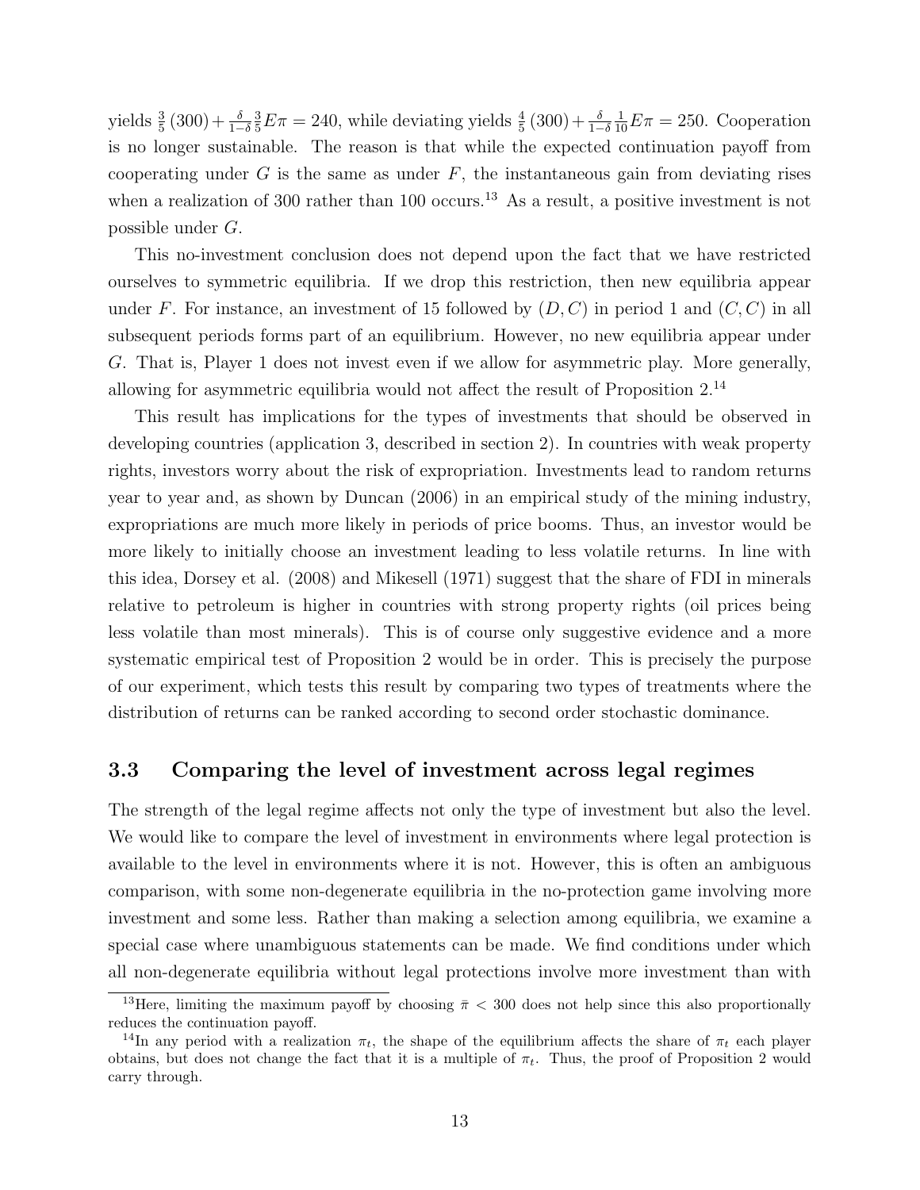yields $\frac{3}{5}(300) + \frac{\delta}{1-\delta}\frac{3}{5}E\pi = 240$, while deviating yields $\frac{4}{5}(300) + \frac{\delta}{1-\delta}\frac{1}{10}E\pi = 250$. Cooperation is no longer sustainable. The reason is that while the expected continuation payoff from cooperating under $G$ is the same as under $F$, the instantaneous gain from deviating rises when a realization of 300 rather than 100 occurs.[13] As a result, a positive investment is not possible under $G$.

This no-investment conclusion does not depend upon the fact that we have restricted ourselves to symmetric equilibria. If we drop this restriction, then new equilibria appear under $F$. For instance, an investment of 15 followed by $(D, C)$ in period 1 and $(C, C)$ in all subsequent periods forms part of an equilibrium. However, no new equilibria appear under $G$. That is, Player 1 does not invest even if we allow for asymmetric play. More generally, allowing for asymmetric equilibria would not affect the result of Proposition 2.[14]

This result has implications for the types of investments that should be observed in developing countries (application 3, described in section 2). In countries with weak property rights, investors worry about the risk of expropriation. Investments lead to random returns year to year and, as shown by Duncan (2006) in an empirical study of the mining industry, expropriations are much more likely in periods of price booms. Thus, an investor would be more likely to initially choose an investment leading to less volatile returns. In line with this idea, Dorsey et al. (2008) and Mikesell (1971) suggest that the share of FDI in minerals relative to petroleum is higher in countries with strong property rights (oil prices being less volatile than most minerals). This is of course only suggestive evidence and a more systematic empirical test of Proposition 2 would be in order. This is precisely the purpose of our experiment, which tests this result by comparing two types of treatments where the distribution of returns can be ranked according to second order stochastic dominance.

### 3.3 Comparing the level of investment across legal regimes

The strength of the legal regime affects not only the type of investment but also the level. We would like to compare the level of investment in environments where legal protection is available to the level in environments where it is not. However, this is often an ambiguous comparison, with some non-degenerate equilibria in the no-protection game involving more investment and some less. Rather than making a selection among equilibria, we examine a special case where unambiguous statements can be made. We find conditions under which all non-degenerate equilibria without legal protections involve more investment than with

[13] Here, limiting the maximum payoff by choosing $\bar{\pi} < 300$ does not help since this also proportionally reduces the continuation payoff.

[14] In any period with a realization $\pi_t$, the shape of the equilibrium affects the share of $\pi_t$ each player obtains, but does not change the fact that it is a multiple of $\pi_t$. Thus, the proof of Proposition 2 would carry through.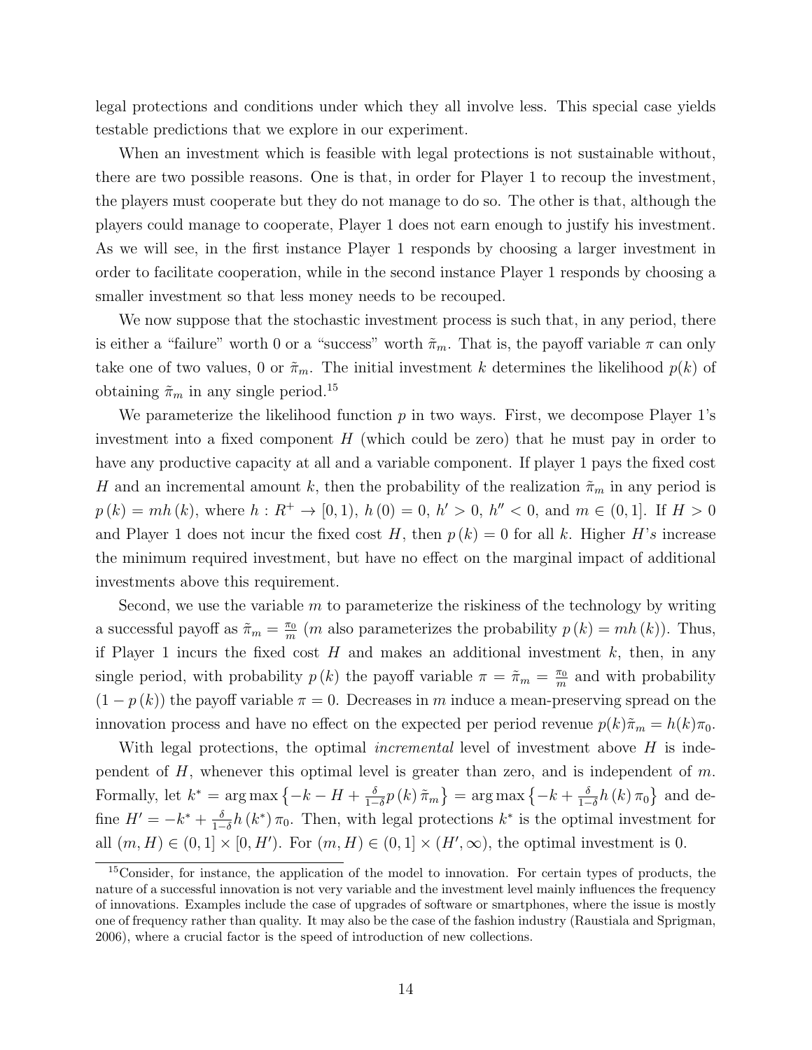legal protections and conditions under which they all involve less. This special case yields testable predictions that we explore in our experiment.

When an investment which is feasible with legal protections is not sustainable without, there are two possible reasons. One is that, in order for Player 1 to recoup the investment, the players must cooperate but they do not manage to do so. The other is that, although the players could manage to cooperate, Player 1 does not earn enough to justify his investment. As we will see, in the first instance Player 1 responds by choosing a larger investment in order to facilitate cooperation, while in the second instance Player 1 responds by choosing a smaller investment so that less money needs to be recouped.

We now suppose that the stochastic investment process is such that, in any period, there is either a "failure" worth 0 or a "success" worth $\tilde{\pi}_m$. That is, the payoff variable $\pi$ can only take one of two values, 0 or $\tilde{\pi}_m$. The initial investment $k$ determines the likelihood $p(k)$ of obtaining $\tilde{\pi}_m$ in any single period.[15]

We parameterize the likelihood function $p$ in two ways. First, we decompose Player 1's investment into a fixed component $H$ (which could be zero) that he must pay in order to have any productive capacity at all and a variable component. If player 1 pays the fixed cost $H$ and an incremental amount $k$, then the probability of the realization $\tilde{\pi}_m$ in any period is $p(k) = mh(k)$, where $h : R^+ \to [0, 1)$, $h(0) = 0$, $h' > 0$, $h'' < 0$, and $m \in (0, 1]$. If $H > 0$ and Player 1 does not incur the fixed cost $H$, then $p(k) = 0$ for all $k$. Higher $H$'s increase the minimum required investment, but have no effect on the marginal impact of additional investments above this requirement.

Second, we use the variable $m$ to parameterize the riskiness of the technology by writing a successful payoff as $\tilde{\pi}_m = \frac{\pi_0}{m}$ ($m$ also parameterizes the probability $p(k) = mh(k)$). Thus, if Player 1 incurs the fixed cost $H$ and makes an additional investment $k$, then, in any single period, with probability $p(k)$ the payoff variable $\pi = \tilde{\pi}_m = \frac{\pi_0}{m}$ and with probability $(1 - p(k))$ the payoff variable $\pi = 0$. Decreases in $m$ induce a mean-preserving spread on the innovation process and have no effect on the expected per period revenue $p(k)\tilde{\pi}_m = h(k)\pi_0$.

With legal protections, the optimal *incremental* level of investment above $H$ is independent of $H$, whenever this optimal level is greater than zero, and is independent of $m$. Formally, let $k^* = \arg\max \left\{-k - H + \frac{\delta}{1-\delta} p(k)\tilde{\pi}_m\right\} = \arg\max \left\{-k + \frac{\delta}{1-\delta} h(k)\pi_0\right\}$ and define $H' = -k^* + \frac{\delta}{1-\delta} h(k^*)\pi_0$. Then, with legal protections $k^*$ is the optimal investment for all $(m, H) \in (0, 1] \times [0, H')$. For $(m, H) \in (0, 1] \times (H', \infty)$, the optimal investment is 0.

[15] Consider, for instance, the application of the model to innovation. For certain types of products, the nature of a successful innovation is not very variable and the investment level mainly influences the frequency of innovations. Examples include the case of upgrades of software or smartphones, where the issue is mostly one of frequency rather than quality. It may also be the case of the fashion industry (Raustiala and Sprigman, 2006), where a crucial factor is the speed of introduction of new collections.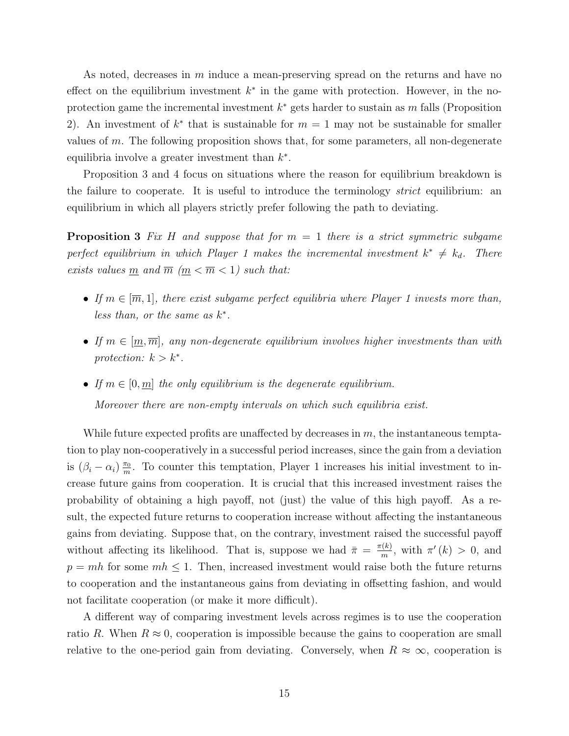As noted, decreases in $m$ induce a mean-preserving spread on the returns and have no effect on the equilibrium investment $k^*$ in the game with protection. However, in the no-protection game the incremental investment $k^*$ gets harder to sustain as $m$ falls (Proposition 2). An investment of $k^*$ that is sustainable for $m = 1$ may not be sustainable for smaller values of $m$. The following proposition shows that, for some parameters, all non-degenerate equilibria involve a greater investment than $k^*$.

Proposition 3 and 4 focus on situations where the reason for equilibrium breakdown is the failure to cooperate. It is useful to introduce the terminology *strict* equilibrium: an equilibrium in which all players strictly prefer following the path to deviating.

**Proposition 3** *Fix $H$ and suppose that for $m = 1$ there is a strict symmetric subgame perfect equilibrium in which Player 1 makes the incremental investment $k^* \neq k_d$. There exists values $\underline{m}$ and $\overline{m}$ ($\underline{m} < \overline{m} < 1$) such that:*

- *If $m \in [\overline{m}, 1]$, there exist subgame perfect equilibria where Player 1 invests more than, less than, or the same as $k^*$.*
- *If $m \in [\underline{m}, \overline{m}]$, any non-degenerate equilibrium involves higher investments than with protection: $k > k^*$.*
- *If $m \in [0, \underline{m}]$ the only equilibrium is the degenerate equilibrium.*

  *Moreover there are non-empty intervals on which such equilibria exist.*

While future expected profits are unaffected by decreases in $m$, the instantaneous temptation to play non-cooperatively in a successful period increases, since the gain from a deviation is $(\beta_i - \alpha_i) \frac{\pi_0}{m}$. To counter this temptation, Player 1 increases his initial investment to increase future gains from cooperation. It is crucial that this increased investment raises the probability of obtaining a high payoff, not (just) the value of this high payoff. As a result, the expected future returns to cooperation increase without affecting the instantaneous gains from deviating. Suppose that, on the contrary, investment raised the successful payoff without affecting its likelihood. That is, suppose we had $\bar{\pi} = \frac{\pi(k)}{m}$, with $\pi'(k) > 0$, and $p = mh$ for some $mh \leq 1$. Then, increased investment would raise both the future returns to cooperation and the instantaneous gains from deviating in offsetting fashion, and would not facilitate cooperation (or make it more difficult).

A different way of comparing investment levels across regimes is to use the cooperation ratio $R$. When $R \approx 0$, cooperation is impossible because the gains to cooperation are small relative to the one-period gain from deviating. Conversely, when $R \approx \infty$, cooperation is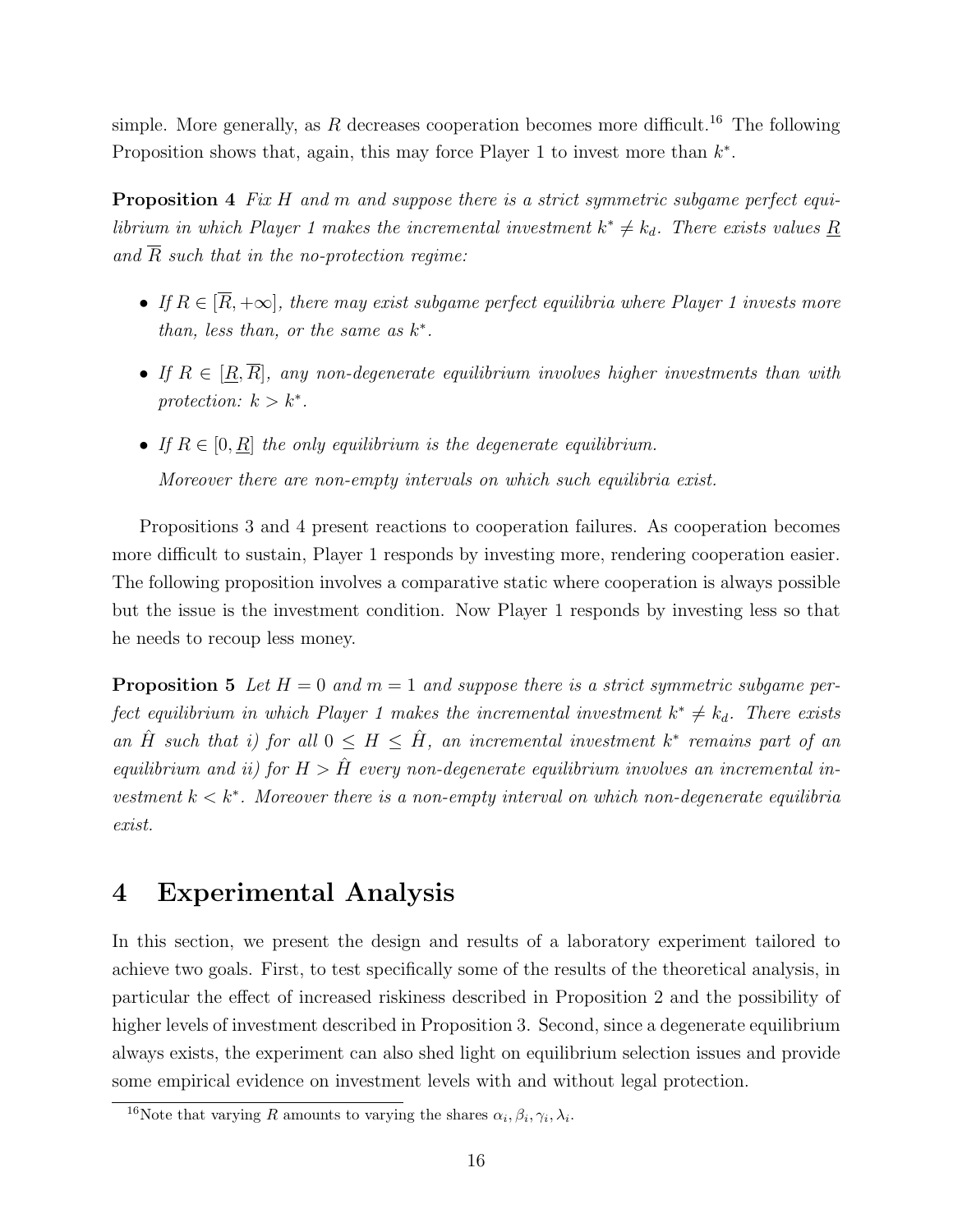simple. More generally, as $R$ decreases cooperation becomes more difficult.[16] The following Proposition shows that, again, this may force Player 1 to invest more than $k^*$.

**Proposition 4** *Fix $H$ and $m$ and suppose there is a strict symmetric subgame perfect equilibrium in which Player 1 makes the incremental investment $k^* \neq k_d$. There exists values $\underline{R}$ and $\overline{R}$ such that in the no-protection regime:*

- *If $R \in [\overline{R}, +\infty]$, there may exist subgame perfect equilibria where Player 1 invests more than, less than, or the same as $k^*$.*
- *If $R \in [\underline{R}, \overline{R}]$, any non-degenerate equilibrium involves higher investments than with protection: $k > k^*$.*
- *If $R \in [0, \underline{R}]$ the only equilibrium is the degenerate equilibrium.*

  *Moreover there are non-empty intervals on which such equilibria exist.*

Propositions 3 and 4 present reactions to cooperation failures. As cooperation becomes more difficult to sustain, Player 1 responds by investing more, rendering cooperation easier. The following proposition involves a comparative static where cooperation is always possible but the issue is the investment condition. Now Player 1 responds by investing less so that he needs to recoup less money.

**Proposition 5** *Let $H = 0$ and $m = 1$ and suppose there is a strict symmetric subgame perfect equilibrium in which Player 1 makes the incremental investment $k^* \neq k_d$. There exists an $\hat{H}$ such that i) for all $0 \leq H \leq \hat{H}$, an incremental investment $k^*$ remains part of an equilibrium and ii) for $H > \hat{H}$ every non-degenerate equilibrium involves an incremental investment $k < k^*$. Moreover there is a non-empty interval on which non-degenerate equilibria exist.*

# 4 Experimental Analysis

In this section, we present the design and results of a laboratory experiment tailored to achieve two goals. First, to test specifically some of the results of the theoretical analysis, in particular the effect of increased riskiness described in Proposition 2 and the possibility of higher levels of investment described in Proposition 3. Second, since a degenerate equilibrium always exists, the experiment can also shed light on equilibrium selection issues and provide some empirical evidence on investment levels with and without legal protection.

[16] Note that varying $R$ amounts to varying the shares $\alpha_i, \beta_i, \gamma_i, \lambda_i$.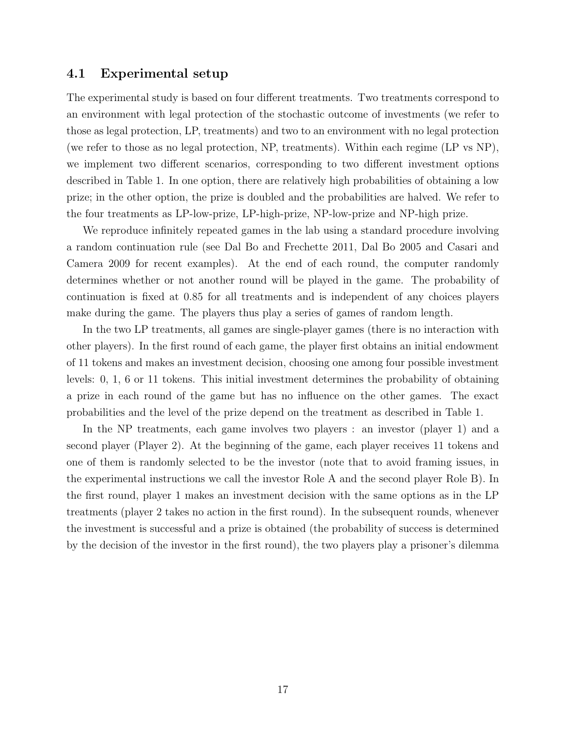### 4.1 Experimental setup

The experimental study is based on four different treatments. Two treatments correspond to an environment with legal protection of the stochastic outcome of investments (we refer to those as legal protection, LP, treatments) and two to an environment with no legal protection (we refer to those as no legal protection, NP, treatments). Within each regime (LP vs NP), we implement two different scenarios, corresponding to two different investment options described in Table 1. In one option, there are relatively high probabilities of obtaining a low prize; in the other option, the prize is doubled and the probabilities are halved. We refer to the four treatments as LP-low-prize, LP-high-prize, NP-low-prize and NP-high prize.

We reproduce infinitely repeated games in the lab using a standard procedure involving a random continuation rule (see Dal Bo and Frechette 2011, Dal Bo 2005 and Casari and Camera 2009 for recent examples). At the end of each round, the computer randomly determines whether or not another round will be played in the game. The probability of continuation is fixed at 0.85 for all treatments and is independent of any choices players make during the game. The players thus play a series of games of random length.

In the two LP treatments, all games are single-player games (there is no interaction with other players). In the first round of each game, the player first obtains an initial endowment of 11 tokens and makes an investment decision, choosing one among four possible investment levels: 0, 1, 6 or 11 tokens. This initial investment determines the probability of obtaining a prize in each round of the game but has no influence on the other games. The exact probabilities and the level of the prize depend on the treatment as described in Table 1.

In the NP treatments, each game involves two players : an investor (player 1) and a second player (Player 2). At the beginning of the game, each player receives 11 tokens and one of them is randomly selected to be the investor (note that to avoid framing issues, in the experimental instructions we call the investor Role A and the second player Role B). In the first round, player 1 makes an investment decision with the same options as in the LP treatments (player 2 takes no action in the first round). In the subsequent rounds, whenever the investment is successful and a prize is obtained (the probability of success is determined by the decision of the investor in the first round), the two players play a prisoner's dilemma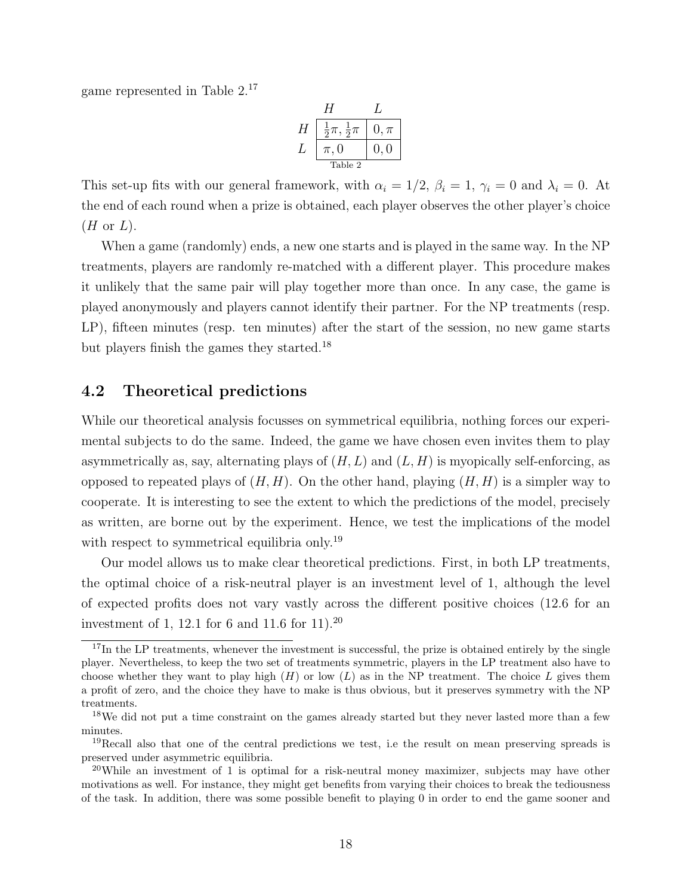game represented in Table 2.[17]

| | $H$ | $L$ |
|---|---|---|
| $H$ | $\frac{1}{2}\pi, \frac{1}{2}\pi$ | $0, \pi$ |
| $L$ | $\pi, 0$ | $0, 0$ |

Table 2

This set-up fits with our general framework, with $\alpha_i = 1/2$, $\beta_i = 1$, $\gamma_i = 0$ and $\lambda_i = 0$. At the end of each round when a prize is obtained, each player observes the other player's choice ($H$ or $L$).

When a game (randomly) ends, a new one starts and is played in the same way. In the NP treatments, players are randomly re-matched with a different player. This procedure makes it unlikely that the same pair will play together more than once. In any case, the game is played anonymously and players cannot identify their partner. For the NP treatments (resp. LP), fifteen minutes (resp. ten minutes) after the start of the session, no new game starts but players finish the games they started.[18]

## 4.2 Theoretical predictions

While our theoretical analysis focusses on symmetrical equilibria, nothing forces our experimental subjects to do the same. Indeed, the game we have chosen even invites them to play asymmetrically as, say, alternating plays of $(H, L)$ and $(L, H)$ is myopically self-enforcing, as opposed to repeated plays of $(H, H)$. On the other hand, playing $(H, H)$ is a simpler way to cooperate. It is interesting to see the extent to which the predictions of the model, precisely as written, are borne out by the experiment. Hence, we test the implications of the model with respect to symmetrical equilibria only.[19]

Our model allows us to make clear theoretical predictions. First, in both LP treatments, the optimal choice of a risk-neutral player is an investment level of 1, although the level of expected profits does not vary vastly across the different positive choices (12.6 for an investment of 1, 12.1 for 6 and 11.6 for 11).[20]

---

[17] In the LP treatments, whenever the investment is successful, the prize is obtained entirely by the single player. Nevertheless, to keep the two set of treatments symmetric, players in the LP treatment also have to choose whether they want to play high ($H$) or low ($L$) as in the NP treatment. The choice $L$ gives them a profit of zero, and the choice they have to make is thus obvious, but it preserves symmetry with the NP treatments.

[18] We did not put a time constraint on the games already started but they never lasted more than a few minutes.

[19] Recall also that one of the central predictions we test, i.e the result on mean preserving spreads is preserved under asymmetric equilibria.

[20] While an investment of 1 is optimal for a risk-neutral money maximizer, subjects may have other motivations as well. For instance, they might get benefits from varying their choices to break the tediousness of the task. In addition, there was some possible benefit to playing 0 in order to end the game sooner and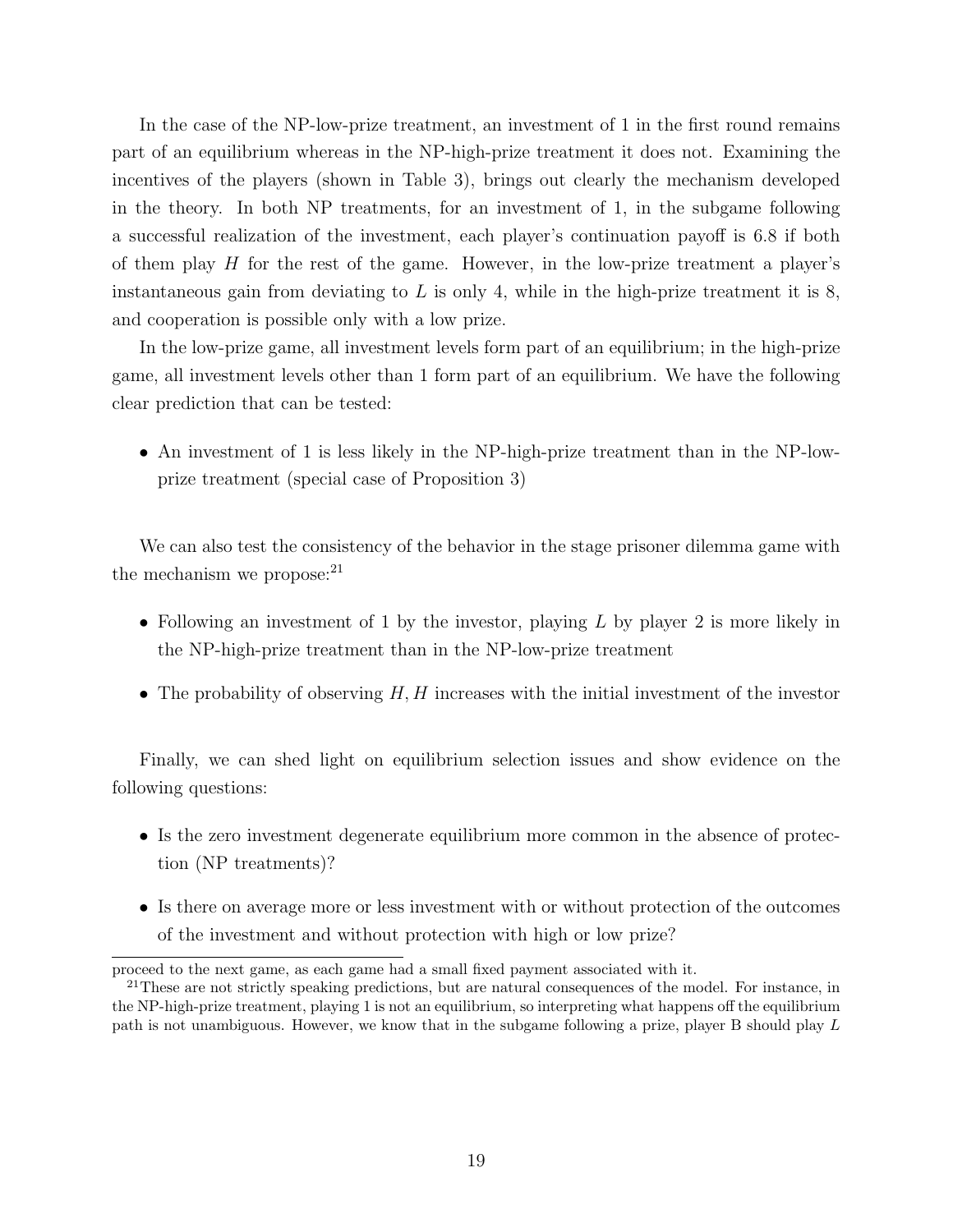In the case of the NP-low-prize treatment, an investment of 1 in the first round remains part of an equilibrium whereas in the NP-high-prize treatment it does not. Examining the incentives of the players (shown in Table 3), brings out clearly the mechanism developed in the theory. In both NP treatments, for an investment of 1, in the subgame following a successful realization of the investment, each player's continuation payoff is 6.8 if both of them play $H$ for the rest of the game. However, in the low-prize treatment a player's instantaneous gain from deviating to $L$ is only 4, while in the high-prize treatment it is 8, and cooperation is possible only with a low prize.

In the low-prize game, all investment levels form part of an equilibrium; in the high-prize game, all investment levels other than 1 form part of an equilibrium. We have the following clear prediction that can be tested:

- An investment of 1 is less likely in the NP-high-prize treatment than in the NP-low-prize treatment (special case of Proposition 3)

We can also test the consistency of the behavior in the stage prisoner dilemma game with the mechanism we propose:[21]

- Following an investment of 1 by the investor, playing $L$ by player 2 is more likely in the NP-high-prize treatment than in the NP-low-prize treatment
- The probability of observing $H, H$ increases with the initial investment of the investor

Finally, we can shed light on equilibrium selection issues and show evidence on the following questions:

- Is the zero investment degenerate equilibrium more common in the absence of protection (NP treatments)?
- Is there on average more or less investment with or without protection of the outcomes of the investment and without protection with high or low prize?

proceed to the next game, as each game had a small fixed payment associated with it.

[21]These are not strictly speaking predictions, but are natural consequences of the model. For instance, in the NP-high-prize treatment, playing 1 is not an equilibrium, so interpreting what happens off the equilibrium path is not unambiguous. However, we know that in the subgame following a prize, player B should play $L$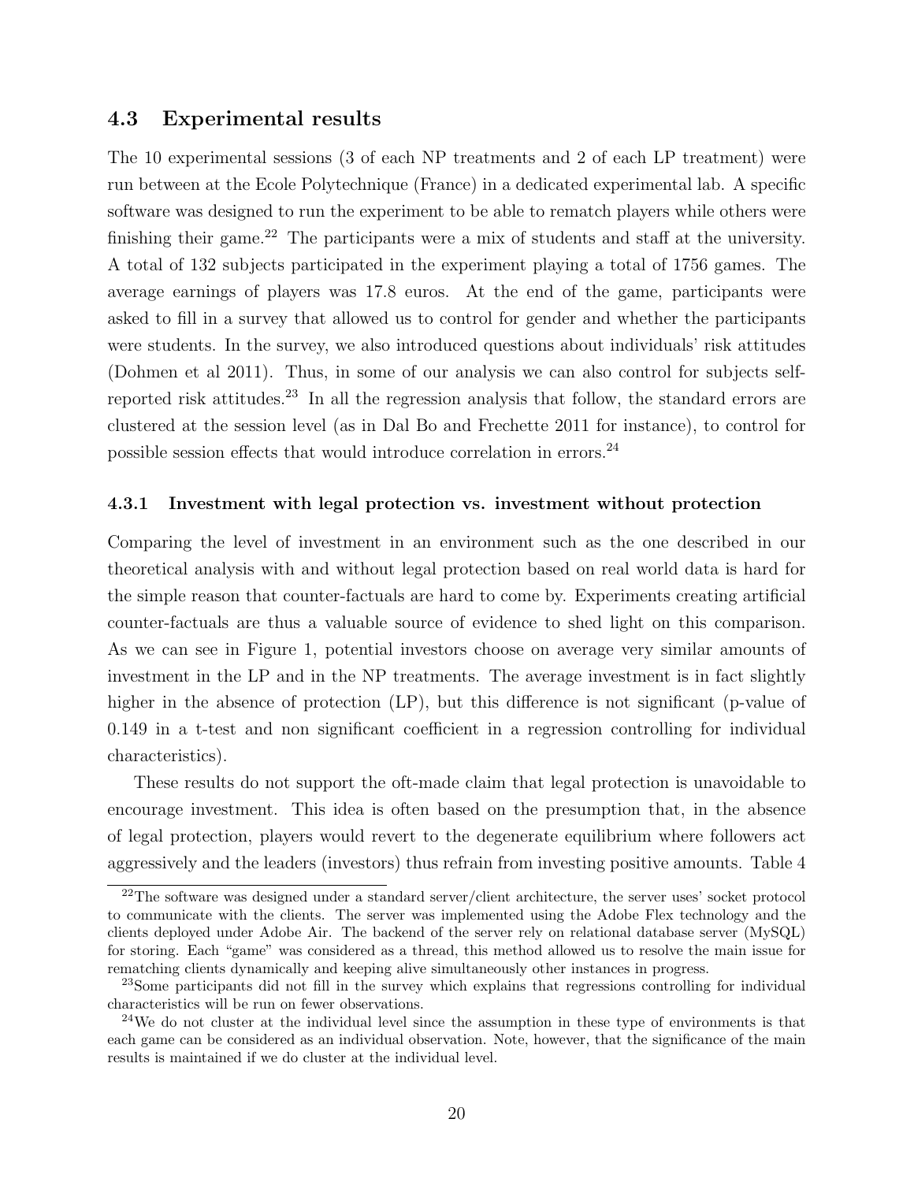## 4.3 Experimental results

The 10 experimental sessions (3 of each NP treatments and 2 of each LP treatment) were run between at the Ecole Polytechnique (France) in a dedicated experimental lab. A specific software was designed to run the experiment to be able to rematch players while others were finishing their game.[22] The participants were a mix of students and staff at the university. A total of 132 subjects participated in the experiment playing a total of 1756 games. The average earnings of players was 17.8 euros. At the end of the game, participants were asked to fill in a survey that allowed us to control for gender and whether the participants were students. In the survey, we also introduced questions about individuals' risk attitudes (Dohmen et al 2011). Thus, in some of our analysis we can also control for subjects self-reported risk attitudes.[23] In all the regression analysis that follow, the standard errors are clustered at the session level (as in Dal Bo and Frechette 2011 for instance), to control for possible session effects that would introduce correlation in errors.[24]

### 4.3.1 Investment with legal protection vs. investment without protection

Comparing the level of investment in an environment such as the one described in our theoretical analysis with and without legal protection based on real world data is hard for the simple reason that counter-factuals are hard to come by. Experiments creating artificial counter-factuals are thus a valuable source of evidence to shed light on this comparison. As we can see in Figure 1, potential investors choose on average very similar amounts of investment in the LP and in the NP treatments. The average investment is in fact slightly higher in the absence of protection (LP), but this difference is not significant (p-value of 0.149 in a t-test and non significant coefficient in a regression controlling for individual characteristics).

These results do not support the oft-made claim that legal protection is unavoidable to encourage investment. This idea is often based on the presumption that, in the absence of legal protection, players would revert to the degenerate equilibrium where followers act aggressively and the leaders (investors) thus refrain from investing positive amounts. Table 4

---

[22] The software was designed under a standard server/client architecture, the server uses' socket protocol to communicate with the clients. The server was implemented using the Adobe Flex technology and the clients deployed under Adobe Air. The backend of the server rely on relational database server (MySQL) for storing. Each "game" was considered as a thread, this method allowed us to resolve the main issue for rematching clients dynamically and keeping alive simultaneously other instances in progress.

[23] Some participants did not fill in the survey which explains that regressions controlling for individual characteristics will be run on fewer observations.

[24] We do not cluster at the individual level since the assumption in these type of environments is that each game can be considered as an individual observation. Note, however, that the significance of the main results is maintained if we do cluster at the individual level.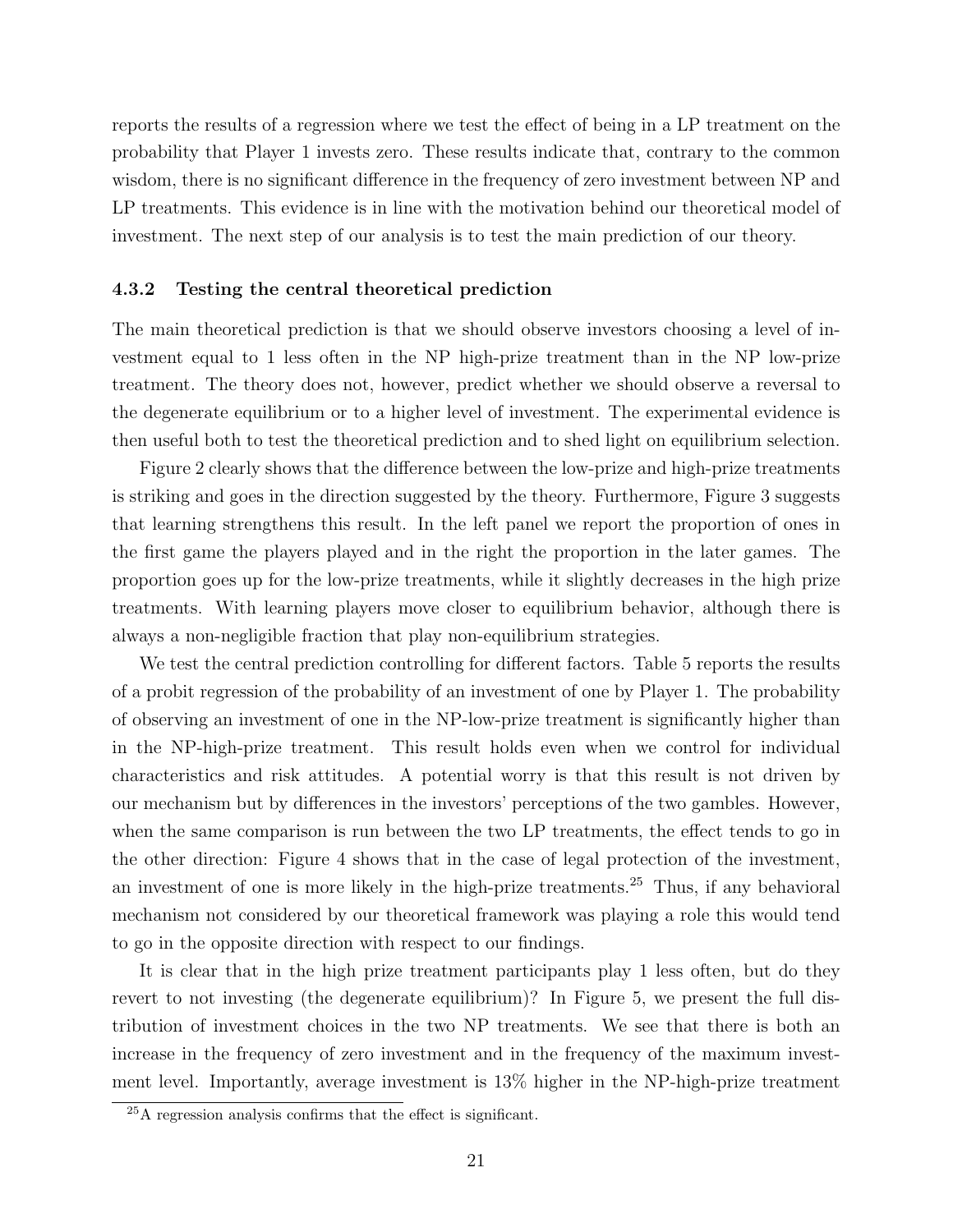reports the results of a regression where we test the effect of being in a LP treatment on the probability that Player 1 invests zero. These results indicate that, contrary to the common wisdom, there is no significant difference in the frequency of zero investment between NP and LP treatments. This evidence is in line with the motivation behind our theoretical model of investment. The next step of our analysis is to test the main prediction of our theory.

### 4.3.2 Testing the central theoretical prediction

The main theoretical prediction is that we should observe investors choosing a level of investment equal to 1 less often in the NP high-prize treatment than in the NP low-prize treatment. The theory does not, however, predict whether we should observe a reversal to the degenerate equilibrium or to a higher level of investment. The experimental evidence is then useful both to test the theoretical prediction and to shed light on equilibrium selection.

Figure 2 clearly shows that the difference between the low-prize and high-prize treatments is striking and goes in the direction suggested by the theory. Furthermore, Figure 3 suggests that learning strengthens this result. In the left panel we report the proportion of ones in the first game the players played and in the right the proportion in the later games. The proportion goes up for the low-prize treatments, while it slightly decreases in the high prize treatments. With learning players move closer to equilibrium behavior, although there is always a non-negligible fraction that play non-equilibrium strategies.

We test the central prediction controlling for different factors. Table 5 reports the results of a probit regression of the probability of an investment of one by Player 1. The probability of observing an investment of one in the NP-low-prize treatment is significantly higher than in the NP-high-prize treatment. This result holds even when we control for individual characteristics and risk attitudes. A potential worry is that this result is not driven by our mechanism but by differences in the investors' perceptions of the two gambles. However, when the same comparison is run between the two LP treatments, the effect tends to go in the other direction: Figure 4 shows that in the case of legal protection of the investment, an investment of one is more likely in the high-prize treatments.[25] Thus, if any behavioral mechanism not considered by our theoretical framework was playing a role this would tend to go in the opposite direction with respect to our findings.

It is clear that in the high prize treatment participants play 1 less often, but do they revert to not investing (the degenerate equilibrium)? In Figure 5, we present the full distribution of investment choices in the two NP treatments. We see that there is both an increase in the frequency of zero investment and in the frequency of the maximum investment level. Importantly, average investment is 13% higher in the NP-high-prize treatment

[25] A regression analysis confirms that the effect is significant.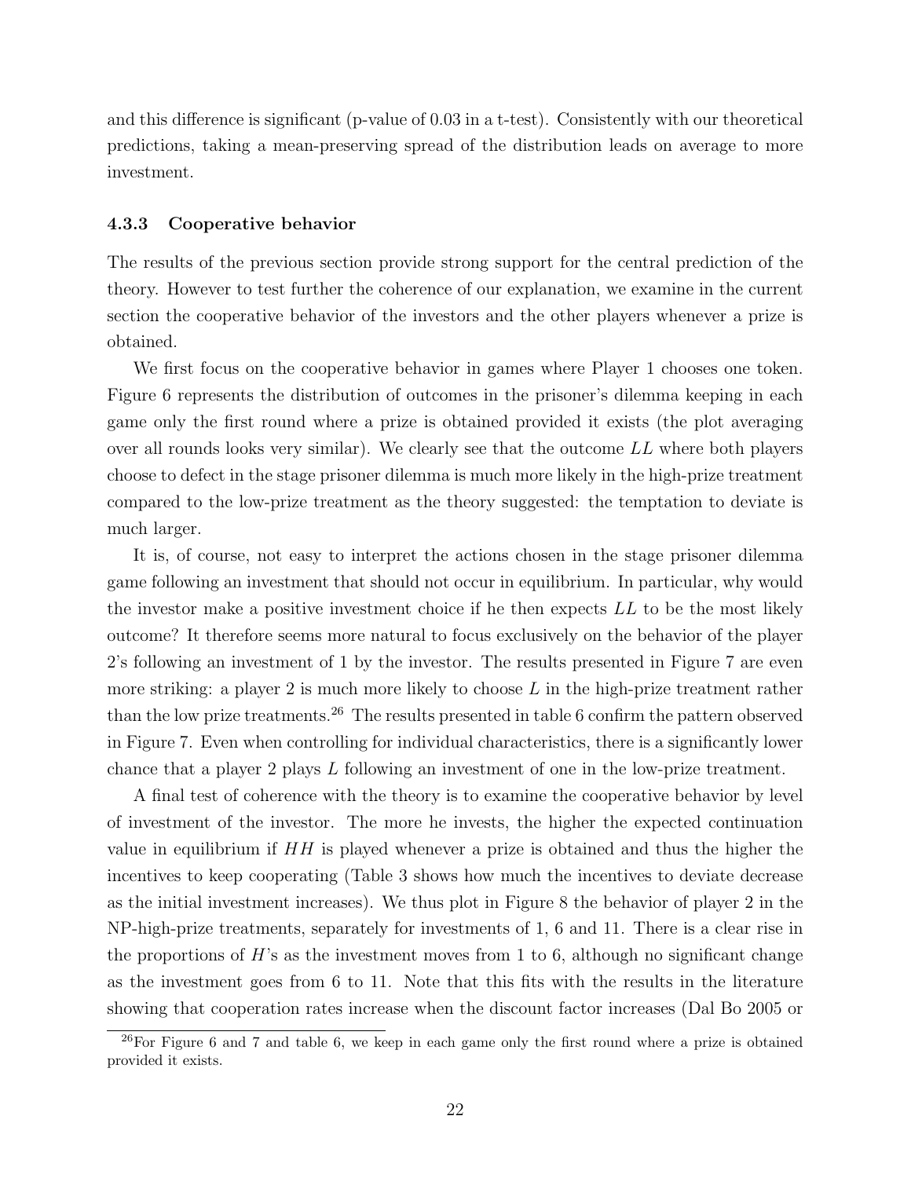and this difference is significant (p-value of 0.03 in a t-test). Consistently with our theoretical predictions, taking a mean-preserving spread of the distribution leads on average to more investment.

### 4.3.3 Cooperative behavior

The results of the previous section provide strong support for the central prediction of the theory. However to test further the coherence of our explanation, we examine in the current section the cooperative behavior of the investors and the other players whenever a prize is obtained.

We first focus on the cooperative behavior in games where Player 1 chooses one token. Figure 6 represents the distribution of outcomes in the prisoner's dilemma keeping in each game only the first round where a prize is obtained provided it exists (the plot averaging over all rounds looks very similar). We clearly see that the outcome $LL$ where both players choose to defect in the stage prisoner dilemma is much more likely in the high-prize treatment compared to the low-prize treatment as the theory suggested: the temptation to deviate is much larger.

It is, of course, not easy to interpret the actions chosen in the stage prisoner dilemma game following an investment that should not occur in equilibrium. In particular, why would the investor make a positive investment choice if he then expects $LL$ to be the most likely outcome? It therefore seems more natural to focus exclusively on the behavior of the player 2's following an investment of 1 by the investor. The results presented in Figure 7 are even more striking: a player 2 is much more likely to choose $L$ in the high-prize treatment rather than the low prize treatments.[26] The results presented in table 6 confirm the pattern observed in Figure 7. Even when controlling for individual characteristics, there is a significantly lower chance that a player 2 plays $L$ following an investment of one in the low-prize treatment.

A final test of coherence with the theory is to examine the cooperative behavior by level of investment of the investor. The more he invests, the higher the expected continuation value in equilibrium if $HH$ is played whenever a prize is obtained and thus the higher the incentives to keep cooperating (Table 3 shows how much the incentives to deviate decrease as the initial investment increases). We thus plot in Figure 8 the behavior of player 2 in the NP-high-prize treatments, separately for investments of 1, 6 and 11. There is a clear rise in the proportions of $H$'s as the investment moves from 1 to 6, although no significant change as the investment goes from 6 to 11. Note that this fits with the results in the literature showing that cooperation rates increase when the discount factor increases (Dal Bo 2005 or

[26] For Figure 6 and 7 and table 6, we keep in each game only the first round where a prize is obtained provided it exists.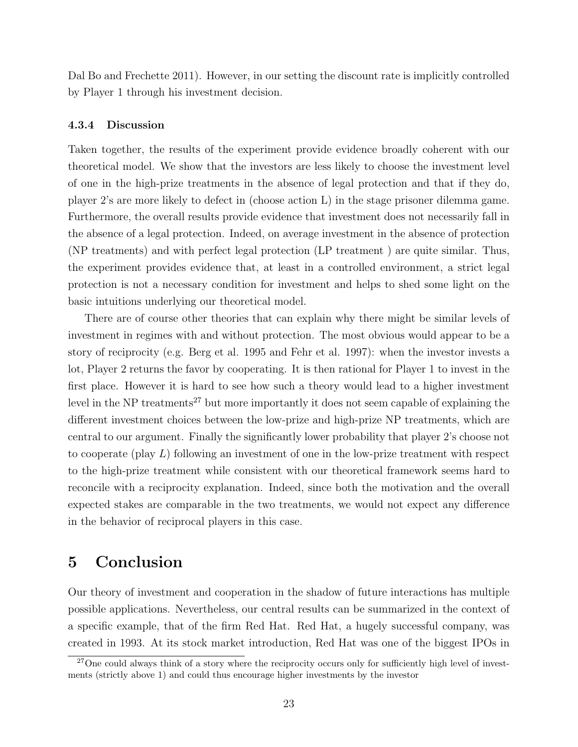Dal Bo and Frechette 2011). However, in our setting the discount rate is implicitly controlled by Player 1 through his investment decision.

#### 4.3.4 Discussion

Taken together, the results of the experiment provide evidence broadly coherent with our theoretical model. We show that the investors are less likely to choose the investment level of one in the high-prize treatments in the absence of legal protection and that if they do, player 2's are more likely to defect in (choose action L) in the stage prisoner dilemma game. Furthermore, the overall results provide evidence that investment does not necessarily fall in the absence of a legal protection. Indeed, on average investment in the absence of protection (NP treatments) and with perfect legal protection (LP treatment ) are quite similar. Thus, the experiment provides evidence that, at least in a controlled environment, a strict legal protection is not a necessary condition for investment and helps to shed some light on the basic intuitions underlying our theoretical model.

There are of course other theories that can explain why there might be similar levels of investment in regimes with and without protection. The most obvious would appear to be a story of reciprocity (e.g. Berg et al. 1995 and Fehr et al. 1997): when the investor invests a lot, Player 2 returns the favor by cooperating. It is then rational for Player 1 to invest in the first place. However it is hard to see how such a theory would lead to a higher investment level in the NP treatments[27] but more importantly it does not seem capable of explaining the different investment choices between the low-prize and high-prize NP treatments, which are central to our argument. Finally the significantly lower probability that player 2's choose not to cooperate (play $L$) following an investment of one in the low-prize treatment with respect to the high-prize treatment while consistent with our theoretical framework seems hard to reconcile with a reciprocity explanation. Indeed, since both the motivation and the overall expected stakes are comparable in the two treatments, we would not expect any difference in the behavior of reciprocal players in this case.

# 5 Conclusion

Our theory of investment and cooperation in the shadow of future interactions has multiple possible applications. Nevertheless, our central results can be summarized in the context of a specific example, that of the firm Red Hat. Red Hat, a hugely successful company, was created in 1993. At its stock market introduction, Red Hat was one of the biggest IPOs in

[27] One could always think of a story where the reciprocity occurs only for sufficiently high level of investments (strictly above 1) and could thus encourage higher investments by the investor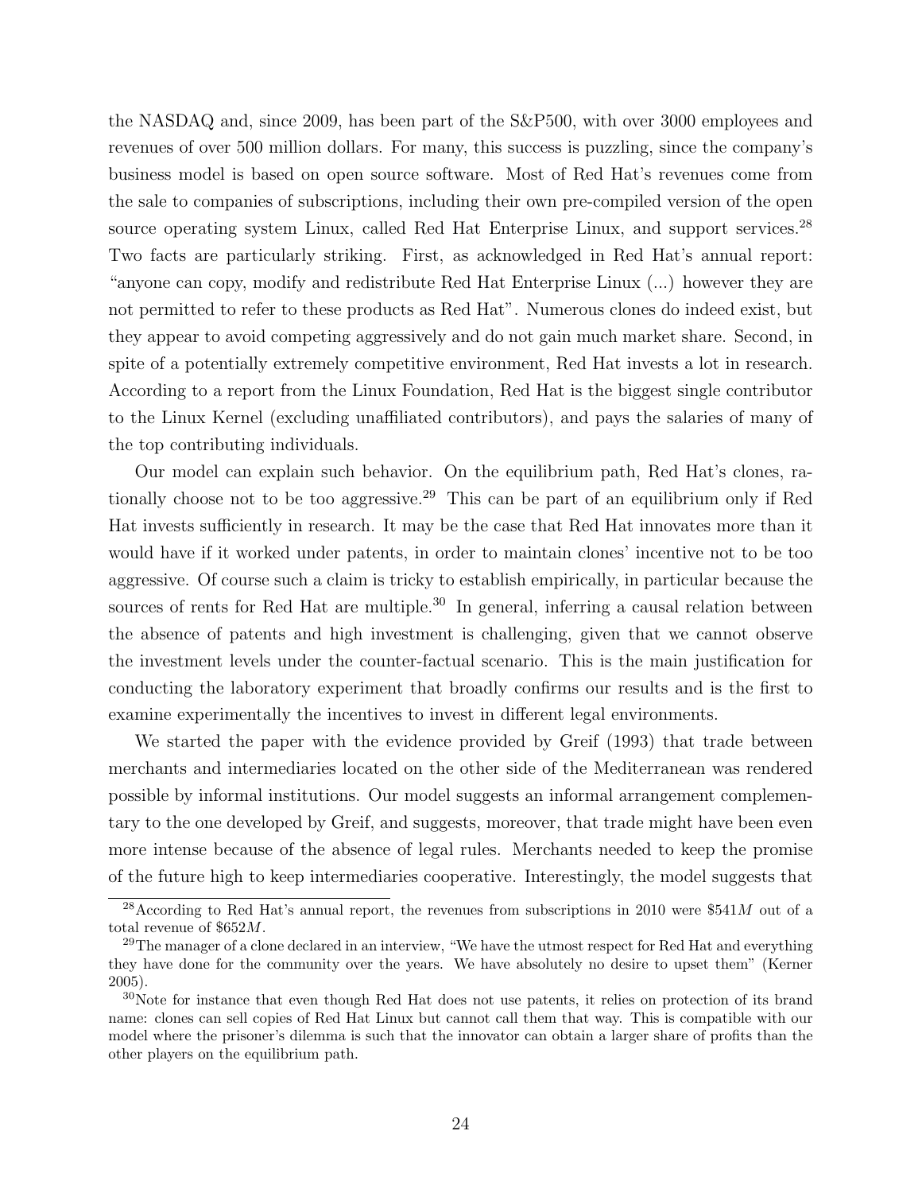the NASDAQ and, since 2009, has been part of the S&P500, with over 3000 employees and revenues of over 500 million dollars. For many, this success is puzzling, since the company's business model is based on open source software. Most of Red Hat's revenues come from the sale to companies of subscriptions, including their own pre-compiled version of the open source operating system Linux, called Red Hat Enterprise Linux, and support services.[28] Two facts are particularly striking. First, as acknowledged in Red Hat's annual report: "anyone can copy, modify and redistribute Red Hat Enterprise Linux (...) however they are not permitted to refer to these products as Red Hat". Numerous clones do indeed exist, but they appear to avoid competing aggressively and do not gain much market share. Second, in spite of a potentially extremely competitive environment, Red Hat invests a lot in research. According to a report from the Linux Foundation, Red Hat is the biggest single contributor to the Linux Kernel (excluding unaffiliated contributors), and pays the salaries of many of the top contributing individuals.

Our model can explain such behavior. On the equilibrium path, Red Hat's clones, rationally choose not to be too aggressive.[29] This can be part of an equilibrium only if Red Hat invests sufficiently in research. It may be the case that Red Hat innovates more than it would have if it worked under patents, in order to maintain clones' incentive not to be too aggressive. Of course such a claim is tricky to establish empirically, in particular because the sources of rents for Red Hat are multiple.[30] In general, inferring a causal relation between the absence of patents and high investment is challenging, given that we cannot observe the investment levels under the counter-factual scenario. This is the main justification for conducting the laboratory experiment that broadly confirms our results and is the first to examine experimentally the incentives to invest in different legal environments.

We started the paper with the evidence provided by Greif (1993) that trade between merchants and intermediaries located on the other side of the Mediterranean was rendered possible by informal institutions. Our model suggests an informal arrangement complementary to the one developed by Greif, and suggests, moreover, that trade might have been even more intense because of the absence of legal rules. Merchants needed to keep the promise of the future high to keep intermediaries cooperative. Interestingly, the model suggests that

[28] According to Red Hat's annual report, the revenues from subscriptions in 2010 were \$541$M$ out of a total revenue of \$652$M$.

[29] The manager of a clone declared in an interview, "We have the utmost respect for Red Hat and everything they have done for the community over the years. We have absolutely no desire to upset them" (Kerner 2005).

[30] Note for instance that even though Red Hat does not use patents, it relies on protection of its brand name: clones can sell copies of Red Hat Linux but cannot call them that way. This is compatible with our model where the prisoner's dilemma is such that the innovator can obtain a larger share of profits than the other players on the equilibrium path.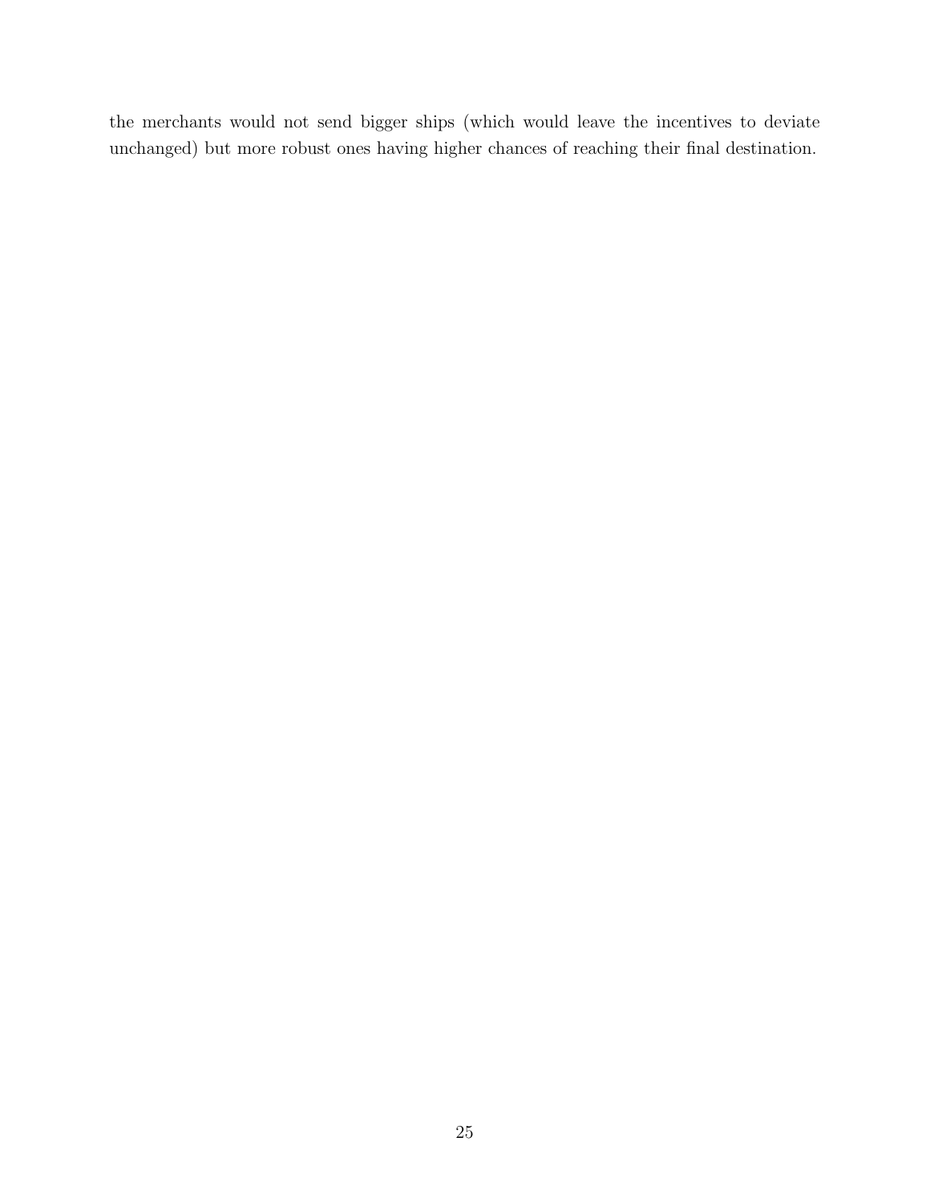the merchants would not send bigger ships (which would leave the incentives to deviate unchanged) but more robust ones having higher chances of reaching their final destination.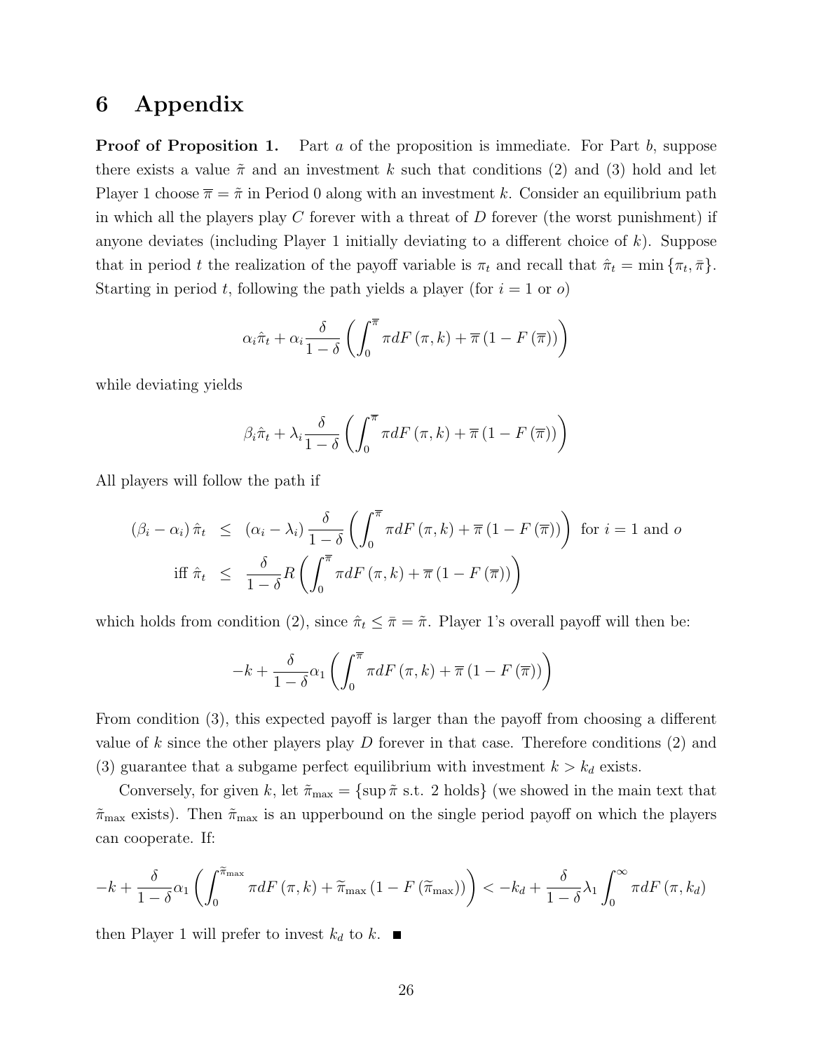# 6 Appendix

**Proof of Proposition 1.** Part $a$ of the proposition is immediate. For Part $b$, suppose there exists a value $\tilde{\pi}$ and an investment $k$ such that conditions (2) and (3) hold and let Player 1 choose $\overline{\pi} = \tilde{\pi}$ in Period 0 along with an investment $k$. Consider an equilibrium path in which all the players play $C$ forever with a threat of $D$ forever (the worst punishment) if anyone deviates (including Player 1 initially deviating to a different choice of $k$). Suppose that in period $t$ the realization of the payoff variable is $\pi_t$ and recall that $\hat{\pi}_t = \min\{\pi_t, \bar{\pi}\}$. Starting in period $t$, following the path yields a player (for $i = 1$ or $o$)

$$\alpha_i \hat{\pi}_t + \alpha_i \frac{\delta}{1-\delta}\left(\int_0^{\overline{\pi}} \pi dF(\pi, k) + \overline{\pi}(1 - F(\overline{\pi}))\right)$$

while deviating yields

$$\beta_i \hat{\pi}_t + \lambda_i \frac{\delta}{1-\delta}\left(\int_0^{\overline{\pi}} \pi dF(\pi, k) + \overline{\pi}(1 - F(\overline{\pi}))\right)$$

All players will follow the path if

$$\begin{aligned}
(\beta_i - \alpha_i)\hat{\pi}_t &\leq (\alpha_i - \lambda_i)\frac{\delta}{1-\delta}\left(\int_0^{\overline{\pi}} \pi dF(\pi, k) + \overline{\pi}(1 - F(\overline{\pi}))\right) \text{ for } i = 1 \text{ and } o \\
\text{iff } \hat{\pi}_t &\leq \frac{\delta}{1-\delta} R\left(\int_0^{\overline{\pi}} \pi dF(\pi, k) + \overline{\pi}(1 - F(\overline{\pi}))\right)
\end{aligned}$$

which holds from condition (2), since $\hat{\pi}_t \leq \bar{\pi} = \tilde{\pi}$. Player 1's overall payoff will then be:

$$-k + \frac{\delta}{1-\delta}\alpha_1\left(\int_0^{\overline{\pi}} \pi dF(\pi, k) + \overline{\pi}(1 - F(\overline{\pi}))\right)$$

From condition (3), this expected payoff is larger than the payoff from choosing a different value of $k$ since the other players play $D$ forever in that case. Therefore conditions (2) and (3) guarantee that a subgame perfect equilibrium with investment $k > k_d$ exists.

Conversely, for given $k$, let $\tilde{\pi}_{\max} = \{\sup \tilde{\pi} \text{ s.t. } 2 \text{ holds}\}$ (we showed in the main text that $\tilde{\pi}_{\max}$ exists). Then $\tilde{\pi}_{\max}$ is an upperbound on the single period payoff on which the players can cooperate. If:

$$-k + \frac{\delta}{1-\delta}\alpha_1\left(\int_0^{\widetilde{\pi}_{\max}} \pi dF(\pi, k) + \widetilde{\pi}_{\max}(1 - F(\widetilde{\pi}_{\max}))\right) < -k_d + \frac{\delta}{1-\delta}\lambda_1 \int_0^{\infty} \pi dF(\pi, k_d)$$

then Player 1 will prefer to invest $k_d$ to $k$. ■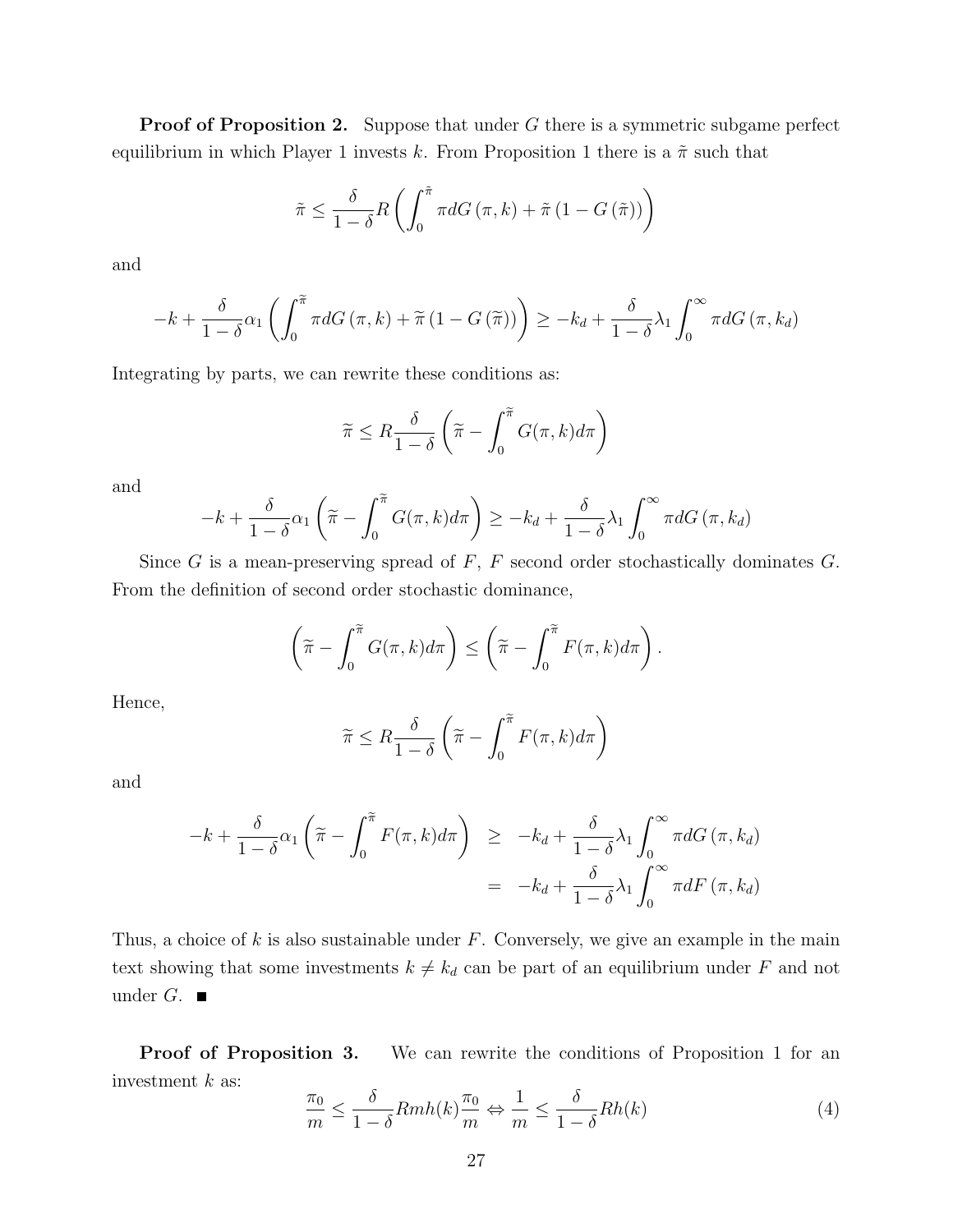**Proof of Proposition 2.** Suppose that under $G$ there is a symmetric subgame perfect equilibrium in which Player 1 invests $k$. From Proposition 1 there is a $\tilde{\pi}$ such that

$$\tilde{\pi} \leq \frac{\delta}{1-\delta} R \left( \int_0^{\tilde{\pi}} \pi dG(\pi, k) + \tilde{\pi} (1 - G(\tilde{\pi})) \right)$$

and

$$-k + \frac{\delta}{1-\delta} \alpha_1 \left( \int_0^{\widetilde{\pi}} \pi dG(\pi, k) + \widetilde{\pi} (1 - G(\widetilde{\pi})) \right) \geq -k_d + \frac{\delta}{1-\delta} \lambda_1 \int_0^{\infty} \pi dG(\pi, k_d)$$

Integrating by parts, we can rewrite these conditions as:

$$\widetilde{\pi} \leq R \frac{\delta}{1-\delta} \left( \widetilde{\pi} - \int_0^{\widetilde{\pi}} G(\pi, k) d\pi \right)$$

and

$$-k + \frac{\delta}{1-\delta} \alpha_1 \left( \widetilde{\pi} - \int_0^{\widetilde{\pi}} G(\pi, k) d\pi \right) \geq -k_d + \frac{\delta}{1-\delta} \lambda_1 \int_0^{\infty} \pi dG(\pi, k_d)$$

Since $G$ is a mean-preserving spread of $F$, $F$ second order stochastically dominates $G$. From the definition of second order stochastic dominance,

$$\left( \widetilde{\pi} - \int_0^{\widetilde{\pi}} G(\pi, k) d\pi \right) \leq \left( \widetilde{\pi} - \int_0^{\widetilde{\pi}} F(\pi, k) d\pi \right).$$

Hence,

$$\widetilde{\pi} \leq R \frac{\delta}{1-\delta} \left( \widetilde{\pi} - \int_0^{\widetilde{\pi}} F(\pi, k) d\pi \right)$$

and

$$\begin{aligned} -k + \frac{\delta}{1-\delta} \alpha_1 \left( \widetilde{\pi} - \int_0^{\widetilde{\pi}} F(\pi, k) d\pi \right) &\geq -k_d + \frac{\delta}{1-\delta} \lambda_1 \int_0^{\infty} \pi dG(\pi, k_d) \\ &= -k_d + \frac{\delta}{1-\delta} \lambda_1 \int_0^{\infty} \pi dF(\pi, k_d) \end{aligned}$$

Thus, a choice of $k$ is also sustainable under $F$. Conversely, we give an example in the main text showing that some investments $k \neq k_d$ can be part of an equilibrium under $F$ and not under $G$. ■

**Proof of Proposition 3.** We can rewrite the conditions of Proposition 1 for an investment $k$ as:

$$\frac{\pi_0}{m} \leq \frac{\delta}{1-\delta} R m h(k) \frac{\pi_0}{m} \Leftrightarrow \frac{1}{m} \leq \frac{\delta}{1-\delta} R h(k) \tag{4}$$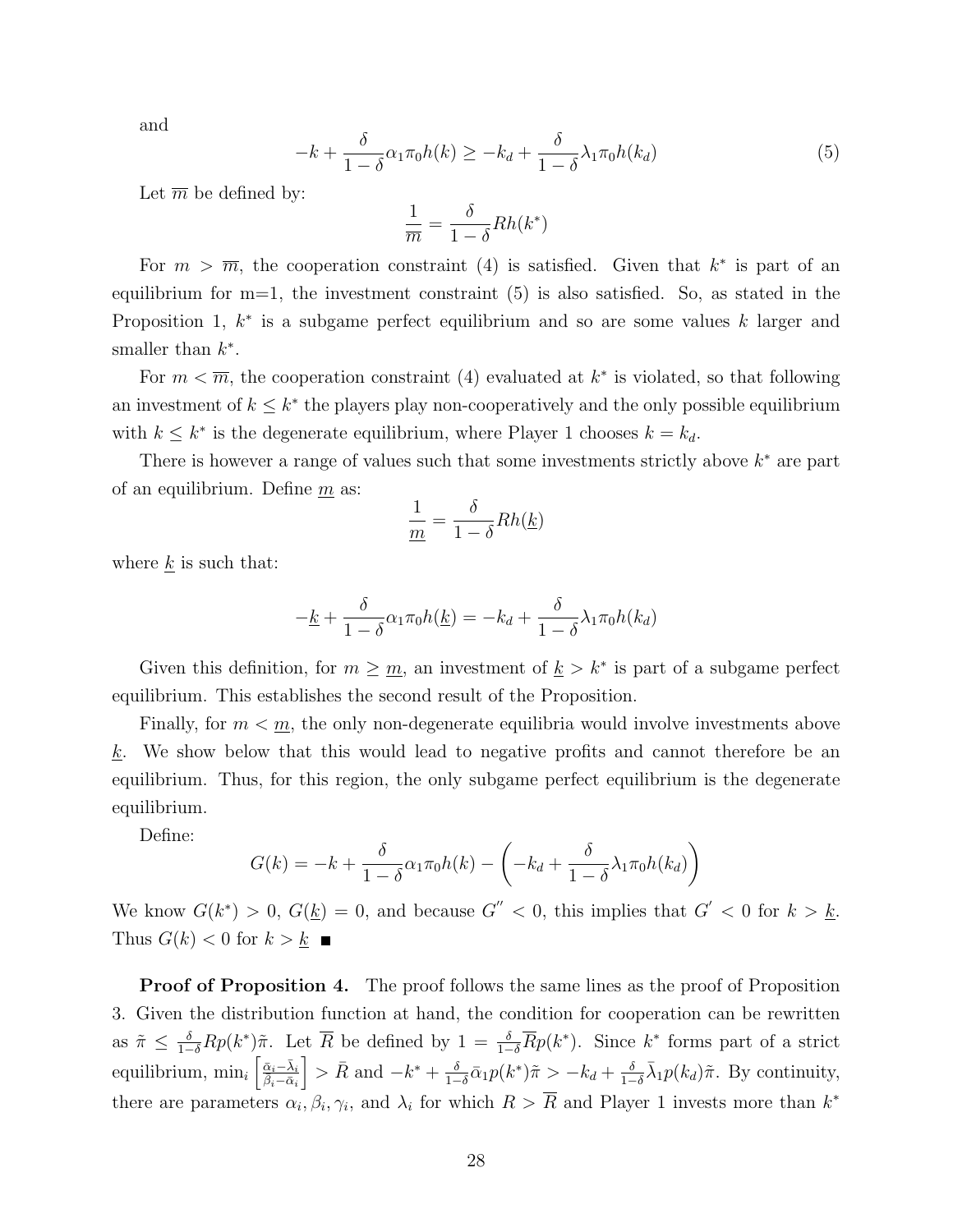and

$$-k + \frac{\delta}{1-\delta}\alpha_1 \pi_0 h(k) \geq -k_d + \frac{\delta}{1-\delta}\lambda_1 \pi_0 h(k_d) \tag{5}$$

Let $\overline{m}$ be defined by:

$$\frac{1}{\overline{m}} = \frac{\delta}{1-\delta} R h(k^*)$$

For $m > \overline{m}$, the cooperation constraint (4) is satisfied. Given that $k^*$ is part of an equilibrium for m=1, the investment constraint (5) is also satisfied. So, as stated in the Proposition 1, $k^*$ is a subgame perfect equilibrium and so are some values $k$ larger and smaller than $k^*$.

For $m < \overline{m}$, the cooperation constraint (4) evaluated at $k^*$ is violated, so that following an investment of $k \leq k^*$ the players play non-cooperatively and the only possible equilibrium with $k \leq k^*$ is the degenerate equilibrium, where Player 1 chooses $k = k_d$.

There is however a range of values such that some investments strictly above $k^*$ are part of an equilibrium. Define $\underline{m}$ as:

$$\frac{1}{\underline{m}} = \frac{\delta}{1-\delta} R h(\underline{k})$$

where $\underline{k}$ is such that:

$$-\underline{k} + \frac{\delta}{1-\delta}\alpha_1 \pi_0 h(\underline{k}) = -k_d + \frac{\delta}{1-\delta}\lambda_1 \pi_0 h(k_d)$$

Given this definition, for $m \geq \underline{m}$, an investment of $\underline{k} > k^*$ is part of a subgame perfect equilibrium. This establishes the second result of the Proposition.

Finally, for $m < \underline{m}$, the only non-degenerate equilibria would involve investments above $\underline{k}$. We show below that this would lead to negative profits and cannot therefore be an equilibrium. Thus, for this region, the only subgame perfect equilibrium is the degenerate equilibrium.

Define:

$$G(k) = -k + \frac{\delta}{1-\delta}\alpha_1 \pi_0 h(k) - \left(-k_d + \frac{\delta}{1-\delta}\lambda_1 \pi_0 h(k_d)\right)$$

We know $G(k^*) > 0$, $G(\underline{k}) = 0$, and because $G'' < 0$, this implies that $G' < 0$ for $k > \underline{k}$. Thus $G(k) < 0$ for $k > \underline{k}$ ■

**Proof of Proposition 4.** The proof follows the same lines as the proof of Proposition 3. Given the distribution function at hand, the condition for cooperation can be rewritten as $\tilde{\pi} \leq \frac{\delta}{1-\delta} R p(k^*) \tilde{\pi}$. Let $\overline{R}$ be defined by $1 = \frac{\delta}{1-\delta} \overline{R} p(k^*)$. Since $k^*$ forms part of a strict equilibrium, $\min_i \left[\frac{\bar{\alpha}_i - \bar{\lambda}_i}{\bar{\beta}_i - \bar{\alpha}_i}\right] > \bar{R}$ and $-k^* + \frac{\delta}{1-\delta}\bar{\alpha}_1 p(k^*)\tilde{\pi} > -k_d + \frac{\delta}{1-\delta}\bar{\lambda}_1 p(k_d)\tilde{\pi}$. By continuity, there are parameters $\alpha_i, \beta_i, \gamma_i$, and $\lambda_i$ for which $R > \overline{R}$ and Player 1 invests more than $k^*$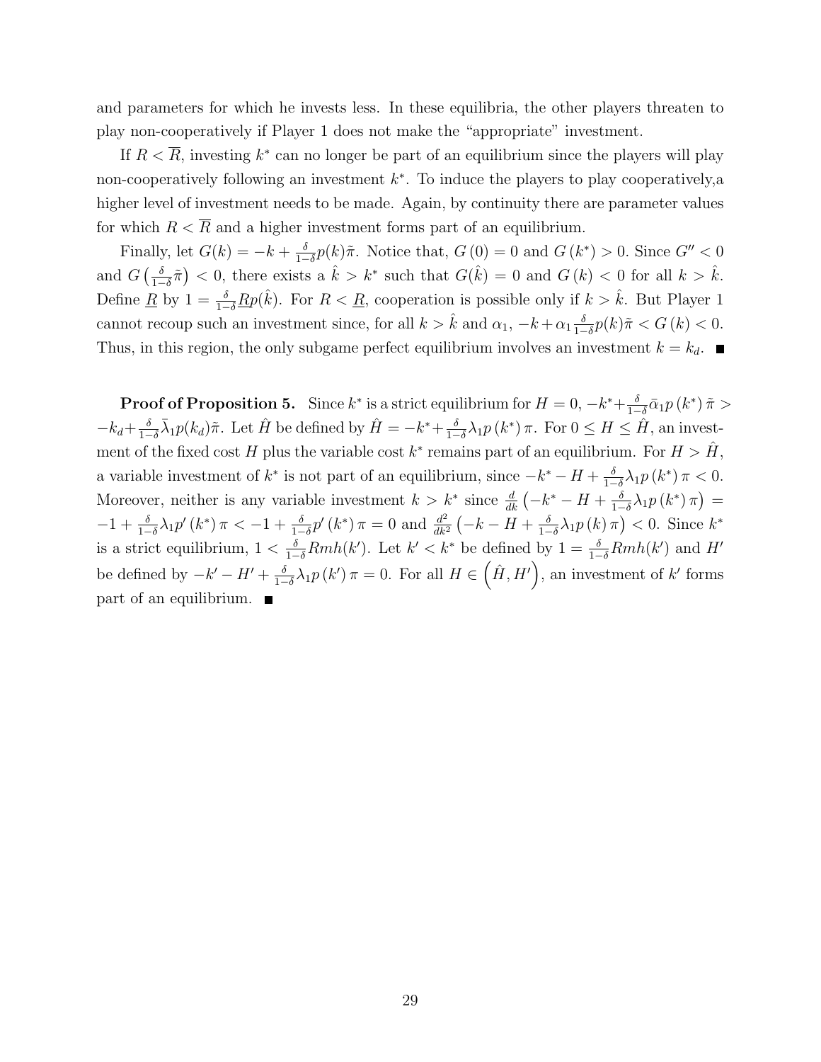and parameters for which he invests less. In these equilibria, the other players threaten to play non-cooperatively if Player 1 does not make the "appropriate" investment.

If $R < \overline{R}$, investing $k^*$ can no longer be part of an equilibrium since the players will play non-cooperatively following an investment $k^*$. To induce the players to play cooperatively,a higher level of investment needs to be made. Again, by continuity there are parameter values for which $R < \overline{R}$ and a higher investment forms part of an equilibrium.

Finally, let $G(k) = -k + \frac{\delta}{1-\delta}p(k)\tilde{\pi}$. Notice that, $G(0) = 0$ and $G(k^*) > 0$. Since $G'' < 0$ and $G\left(\frac{\delta}{1-\delta}\tilde{\pi}\right) < 0$, there exists a $\hat{k} > k^*$ such that $G(\hat{k}) = 0$ and $G(k) < 0$ for all $k > \hat{k}$. Define $\underline{R}$ by $1 = \frac{\delta}{1-\delta}\underline{R}p(\hat{k})$. For $R < \underline{R}$, cooperation is possible only if $k > \hat{k}$. But Player 1 cannot recoup such an investment since, for all $k > \hat{k}$ and $\alpha_1$, $-k + \alpha_1\frac{\delta}{1-\delta}p(k)\tilde{\pi} < G(k) < 0$. Thus, in this region, the only subgame perfect equilibrium involves an investment $k = k_d$. ∎

**Proof of Proposition 5.** Since $k^*$ is a strict equilibrium for $H = 0$, $-k^* + \frac{\delta}{1-\delta}\bar{\alpha}_1 p(k^*)\tilde{\pi} > -k_d + \frac{\delta}{1-\delta}\bar{\lambda}_1 p(k_d)\tilde{\pi}$. Let $\hat{H}$ be defined by $\hat{H} = -k^* + \frac{\delta}{1-\delta}\lambda_1 p(k^*)\pi$. For $0 \leq H \leq \hat{H}$, an investment of the fixed cost $H$ plus the variable cost $k^*$ remains part of an equilibrium. For $H > \hat{H}$, a variable investment of $k^*$ is not part of an equilibrium, since $-k^* - H + \frac{\delta}{1-\delta}\lambda_1 p(k^*)\pi < 0$. Moreover, neither is any variable investment $k > k^*$ since $\frac{d}{dk}\left(-k^* - H + \frac{\delta}{1-\delta}\lambda_1 p(k^*)\pi\right) = -1 + \frac{\delta}{1-\delta}\lambda_1 p'(k^*)\pi < -1 + \frac{\delta}{1-\delta}p'(k^*)\pi = 0$ and $\frac{d^2}{dk^2}\left(-k - H + \frac{\delta}{1-\delta}\lambda_1 p(k)\pi\right) < 0$. Since $k^*$ is a strict equilibrium, $1 < \frac{\delta}{1-\delta}Rmh(k')$. Let $k' < k^*$ be defined by $1 = \frac{\delta}{1-\delta}Rmh(k')$ and $H'$ be defined by $-k' - H' + \frac{\delta}{1-\delta}\lambda_1 p(k')\pi = 0$. For all $H \in \left(\hat{H}, H'\right)$, an investment of $k'$ forms part of an equilibrium. ∎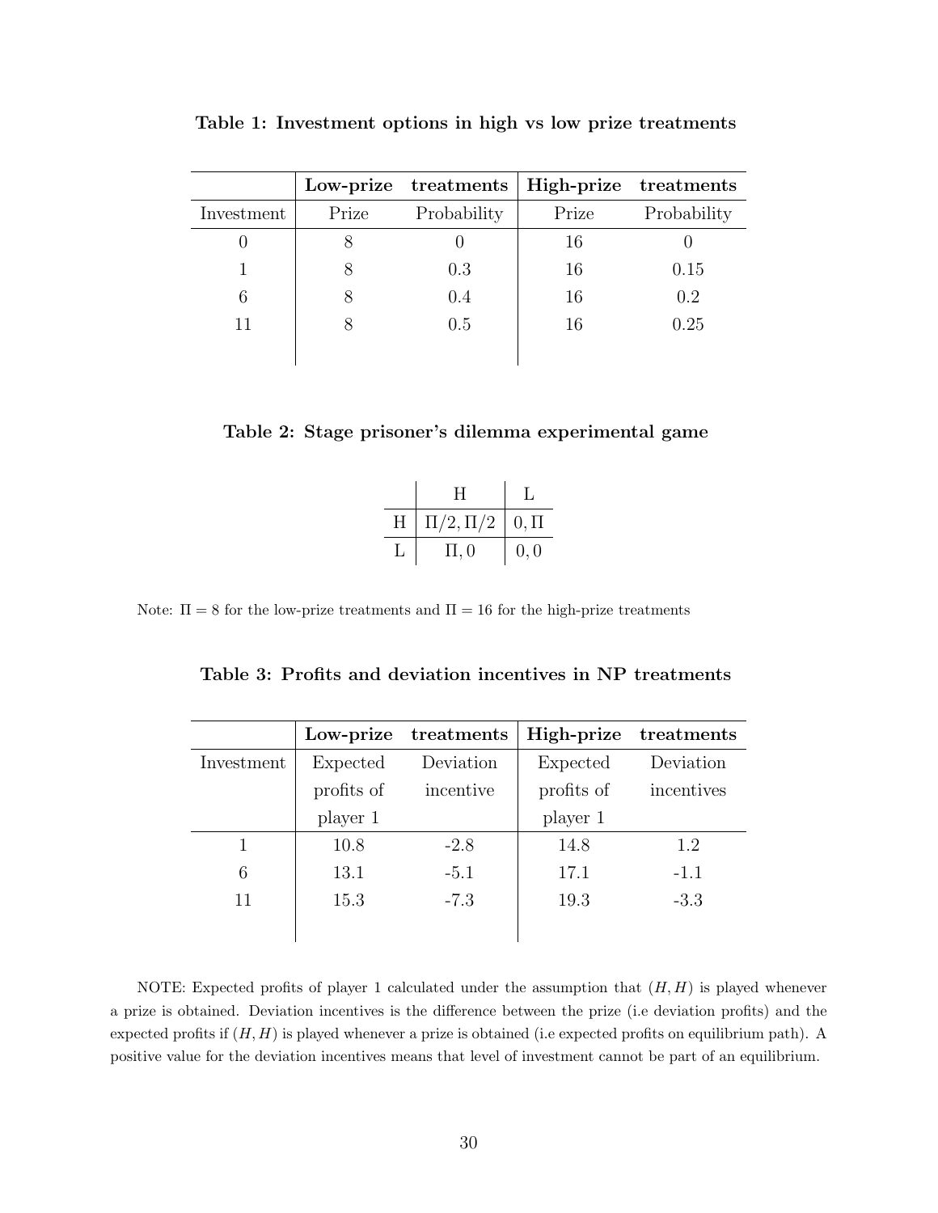**Table 1: Investment options in high vs low prize treatments**

| | **Low-prize** | **treatments** | **High-prize** | **treatments** |
|---|---|---|---|---|
| Investment | Prize | Probability | Prize | Probability |
| 0 | 8 | 0 | 16 | 0 |
| 1 | 8 | 0.3 | 16 | 0.15 |
| 6 | 8 | 0.4 | 16 | 0.2 |
| 11 | 8 | 0.5 | 16 | 0.25 |

**Table 2: Stage prisoner's dilemma experimental game**

| | H | L |
|---|---|---|
| H | $\Pi/2, \Pi/2$ | $0, \Pi$ |
| L | $\Pi, 0$ | $0, 0$ |

Note: $\Pi = 8$ for the low-prize treatments and $\Pi = 16$ for the high-prize treatments

**Table 3: Profits and deviation incentives in NP treatments**

| | **Low-prize** | **treatments** | **High-prize** | **treatments** |
|---|---|---|---|---|
| Investment | Expected profits of player 1 | Deviation incentive | Expected profits of player 1 | Deviation incentives |
| 1 | 10.8 | -2.8 | 14.8 | 1.2 |
| 6 | 13.1 | -5.1 | 17.1 | -1.1 |
| 11 | 15.3 | -7.3 | 19.3 | -3.3 |

NOTE: Expected profits of player 1 calculated under the assumption that $(H, H)$ is played whenever a prize is obtained. Deviation incentives is the difference between the prize (i.e deviation profits) and the expected profits if $(H, H)$ is played whenever a prize is obtained (i.e expected profits on equilibrium path). A positive value for the deviation incentives means that level of investment cannot be part of an equilibrium.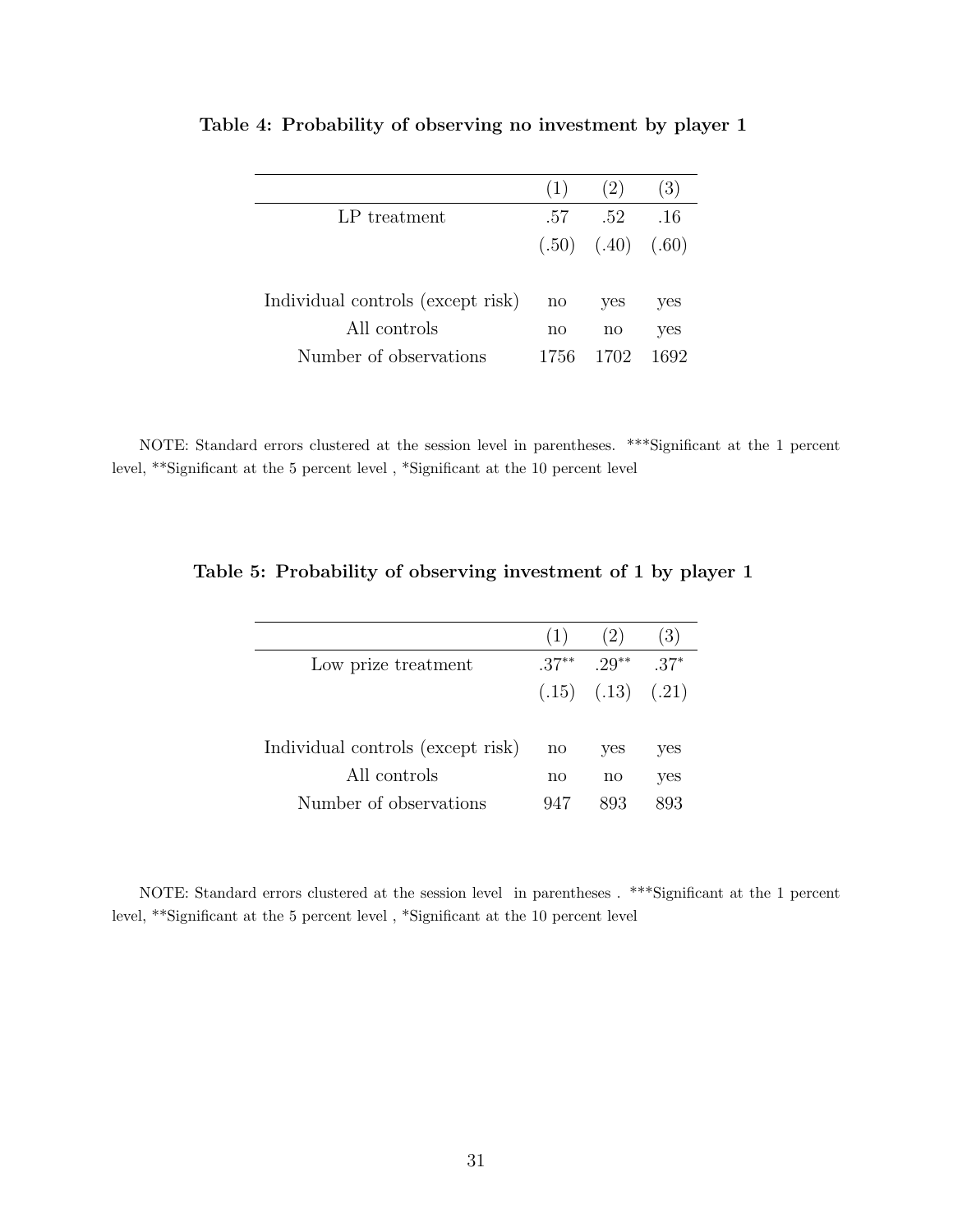**Table 4: Probability of observing no investment by player 1**

| | (1) | (2) | (3) |
|---|---|---|---|
| LP treatment | .57 | .52 | .16 |
| | (.50) | (.40) | (.60) |
| | | | |
| Individual controls (except risk) | no | yes | yes |
| All controls | no | no | yes |
| Number of observations | 1756 | 1702 | 1692 |

NOTE: Standard errors clustered at the session level in parentheses. ***Significant at the 1 percent level, **Significant at the 5 percent level , *Significant at the 10 percent level

**Table 5: Probability of observing investment of 1 by player 1**

| | (1) | (2) | (3) |
|---|---|---|---|
| Low prize treatment | .37** | .29** | .37* |
| | (.15) | (.13) | (.21) |
| | | | |
| Individual controls (except risk) | no | yes | yes |
| All controls | no | no | yes |
| Number of observations | 947 | 893 | 893 |

NOTE: Standard errors clustered at the session level in parentheses . ***Significant at the 1 percent level, **Significant at the 5 percent level , *Significant at the 10 percent level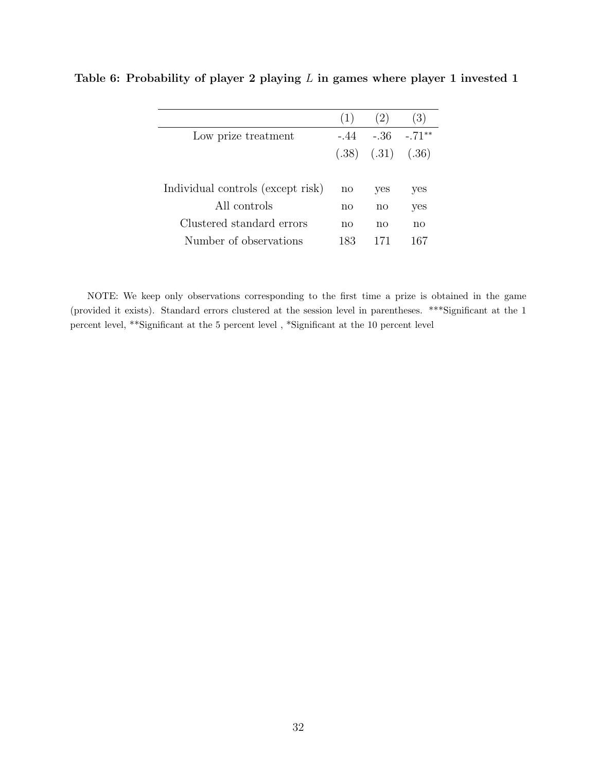**Table 6: Probability of player 2 playing $L$ in games where player 1 invested 1**

| | (1) | (2) | (3) |
|---|---|---|---|
| Low prize treatment | -.44 | -.36 | -.71** |
| | (.38) | (.31) | (.36) |
| | | | |
| Individual controls (except risk) | no | yes | yes |
| All controls | no | no | yes |
| Clustered standard errors | no | no | no |
| Number of observations | 183 | 171 | 167 |

NOTE: We keep only observations corresponding to the first time a prize is obtained in the game (provided it exists). Standard errors clustered at the session level in parentheses. ***Significant at the 1 percent level, **Significant at the 5 percent level , *Significant at the 10 percent level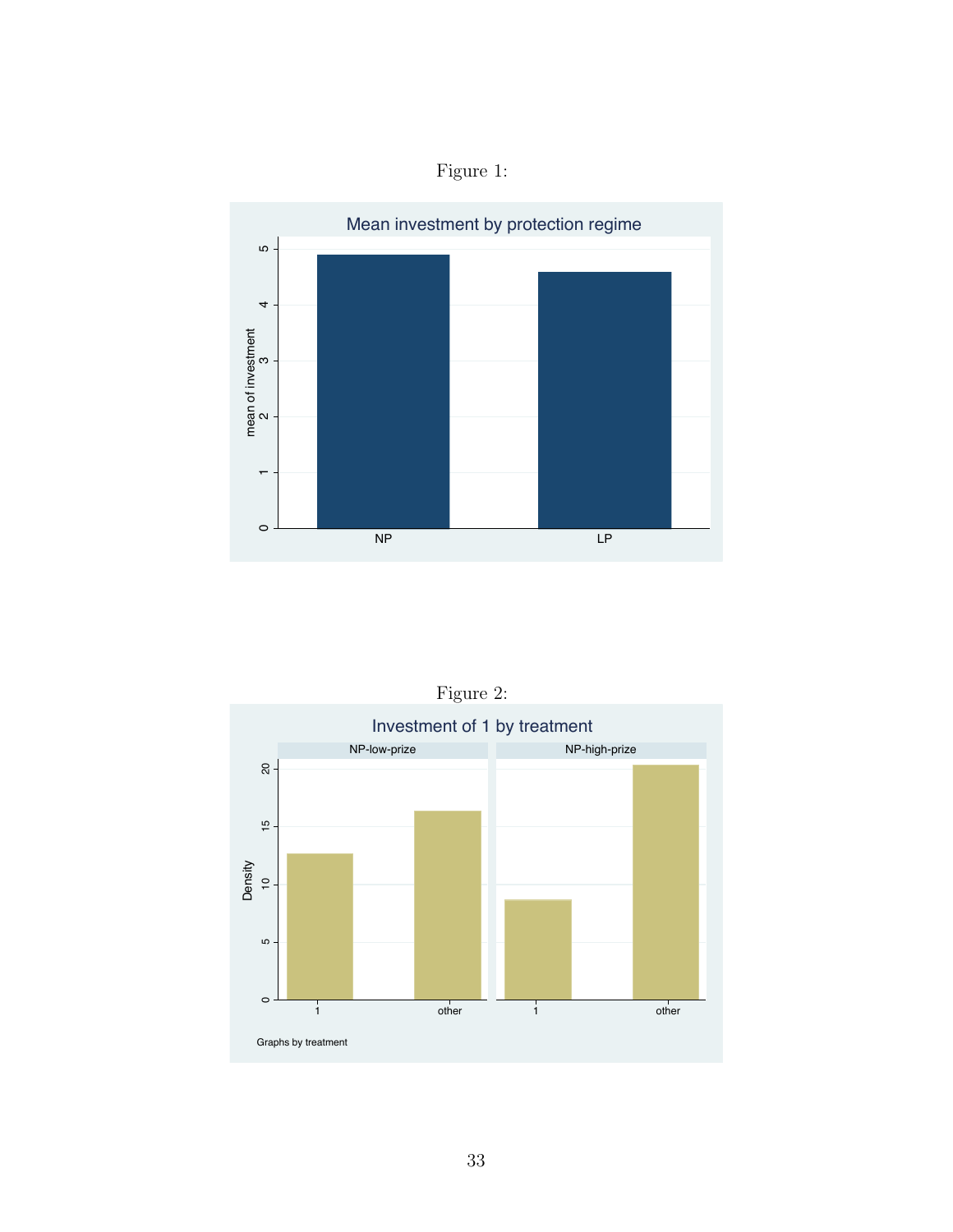Figure 1:

Figure 2: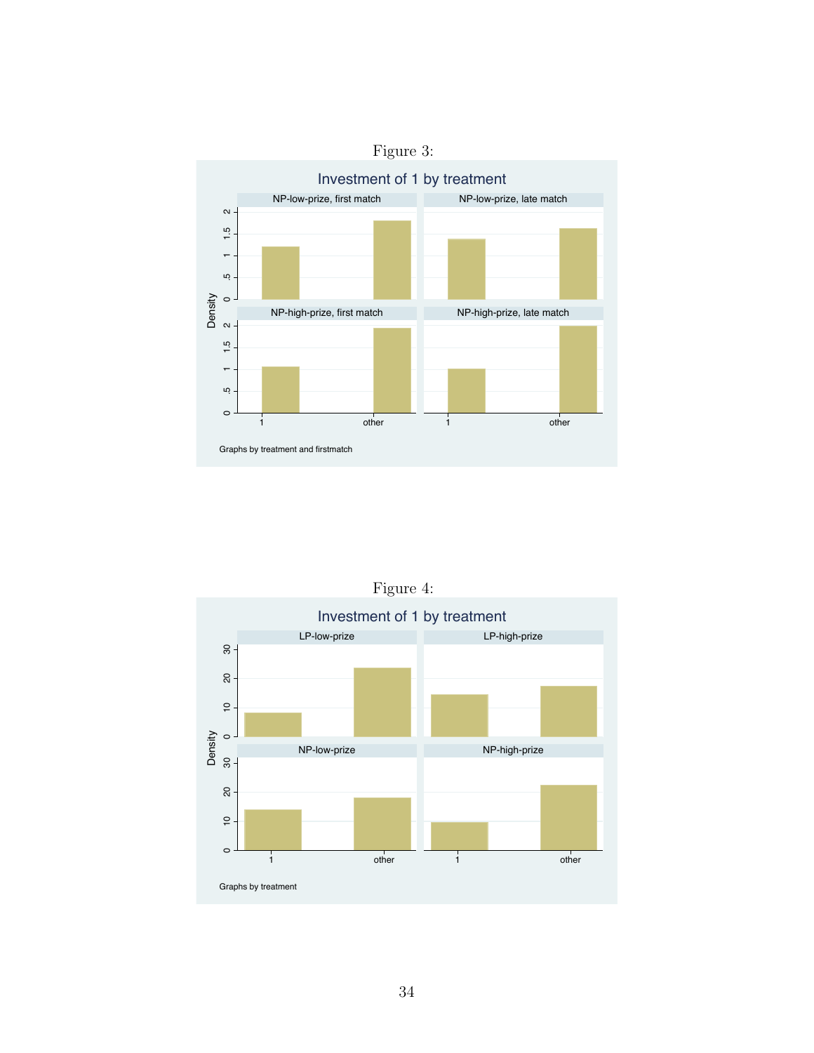Figure 3:

Investment of 1 by treatment

Graphs by treatment and firstmatch

Figure 4:

Investment of 1 by treatment

Graphs by treatment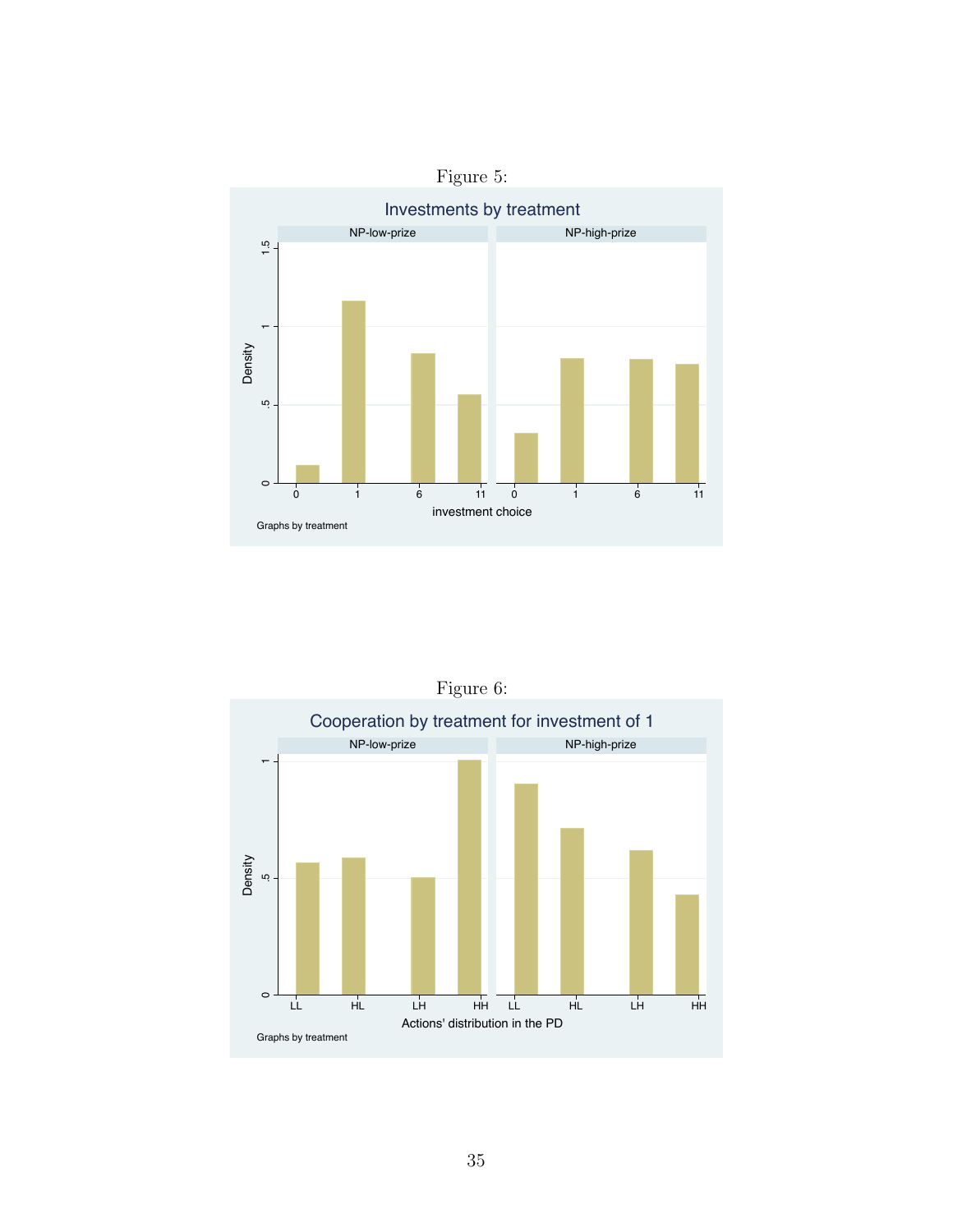Figure 5:

Figure 6: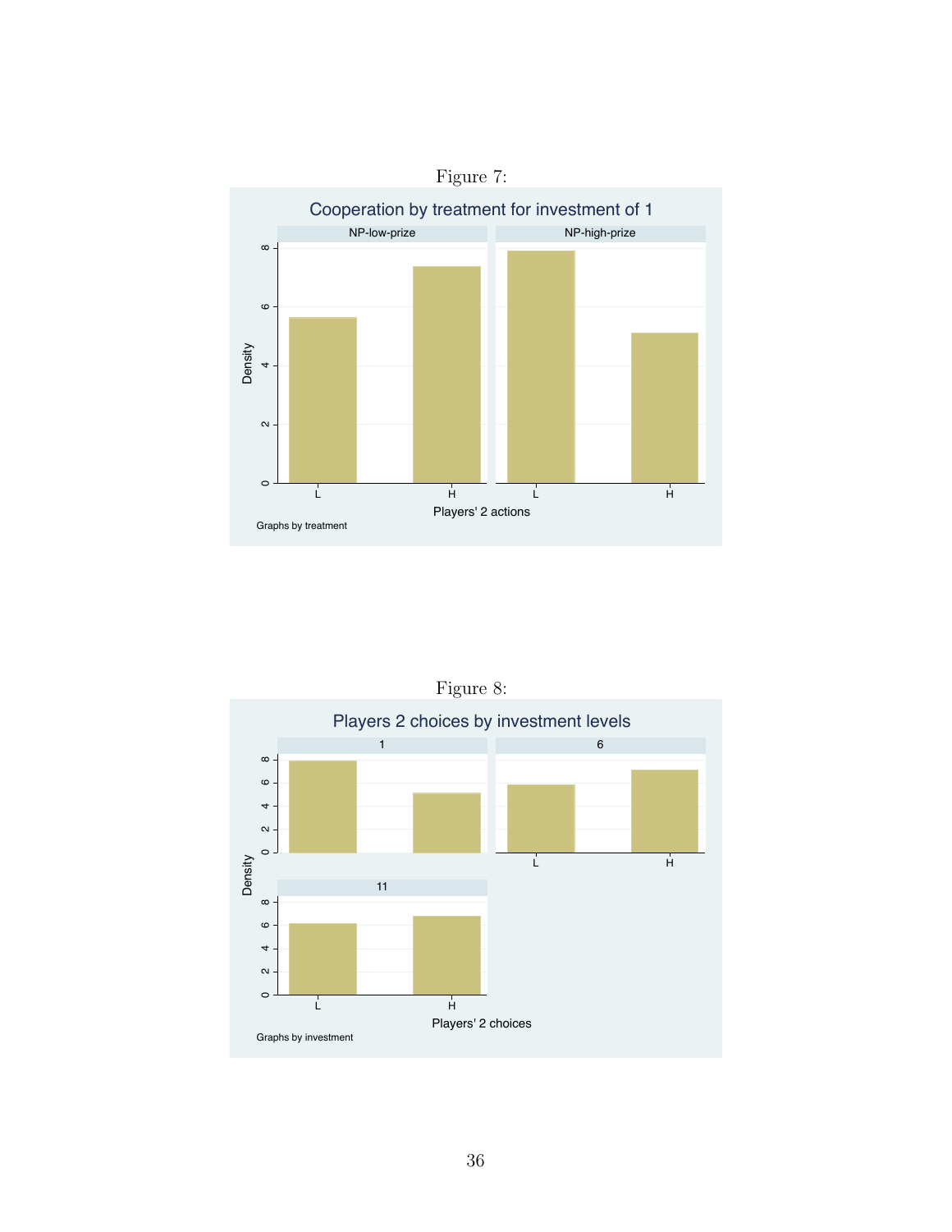Figure 7:

Figure 8: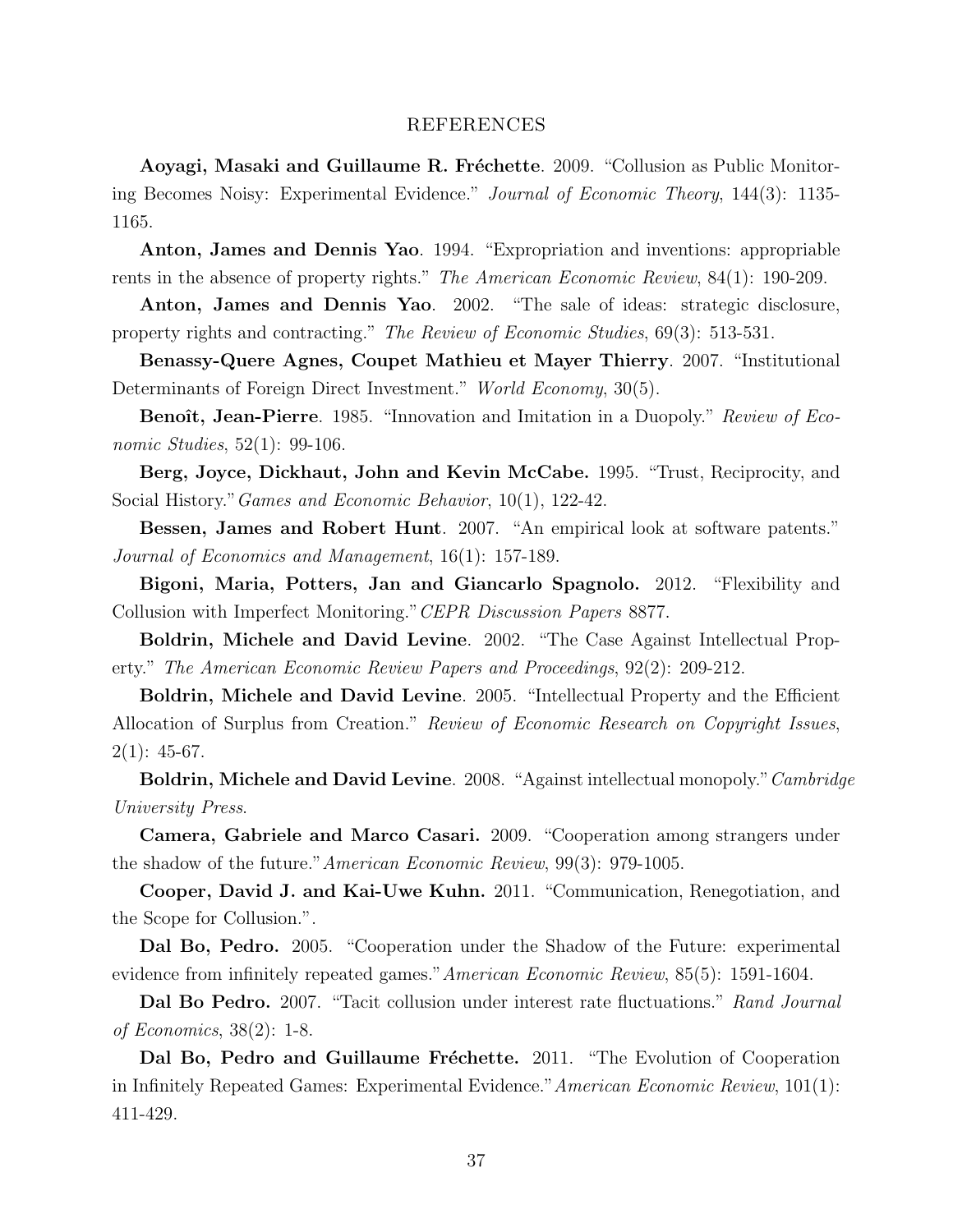## REFERENCES

**Aoyagi, Masaki and Guillaume R. Fréchette**. 2009. "Collusion as Public Monitoring Becomes Noisy: Experimental Evidence." *Journal of Economic Theory*, 144(3): 1135-1165.

**Anton, James and Dennis Yao**. 1994. "Expropriation and inventions: appropriable rents in the absence of property rights." *The American Economic Review*, 84(1): 190-209.

**Anton, James and Dennis Yao**. 2002. "The sale of ideas: strategic disclosure, property rights and contracting." *The Review of Economic Studies*, 69(3): 513-531.

**Benassy-Quere Agnes, Coupet Mathieu et Mayer Thierry**. 2007. "Institutional Determinants of Foreign Direct Investment." *World Economy*, 30(5).

**Benoît, Jean-Pierre**. 1985. "Innovation and Imitation in a Duopoly." *Review of Economic Studies*, 52(1): 99-106.

**Berg, Joyce, Dickhaut, John and Kevin McCabe.** 1995. "Trust, Reciprocity, and Social History." *Games and Economic Behavior*, 10(1), 122-42.

**Bessen, James and Robert Hunt**. 2007. "An empirical look at software patents." *Journal of Economics and Management*, 16(1): 157-189.

**Bigoni, Maria, Potters, Jan and Giancarlo Spagnolo.** 2012. "Flexibility and Collusion with Imperfect Monitoring." *CEPR Discussion Papers* 8877.

**Boldrin, Michele and David Levine**. 2002. "The Case Against Intellectual Property." *The American Economic Review Papers and Proceedings*, 92(2): 209-212.

**Boldrin, Michele and David Levine**. 2005. "Intellectual Property and the Efficient Allocation of Surplus from Creation." *Review of Economic Research on Copyright Issues*, 2(1): 45-67.

**Boldrin, Michele and David Levine**. 2008. "Against intellectual monopoly." *Cambridge University Press*.

**Camera, Gabriele and Marco Casari.** 2009. "Cooperation among strangers under the shadow of the future." *American Economic Review*, 99(3): 979-1005.

**Cooper, David J. and Kai-Uwe Kuhn.** 2011. "Communication, Renegotiation, and the Scope for Collusion.".

**Dal Bo, Pedro.** 2005. "Cooperation under the Shadow of the Future: experimental evidence from infinitely repeated games." *American Economic Review*, 85(5): 1591-1604.

**Dal Bo Pedro.** 2007. "Tacit collusion under interest rate fluctuations." *Rand Journal of Economics*, 38(2): 1-8.

**Dal Bo, Pedro and Guillaume Fréchette.** 2011. "The Evolution of Cooperation in Infinitely Repeated Games: Experimental Evidence." *American Economic Review*, 101(1): 411-429.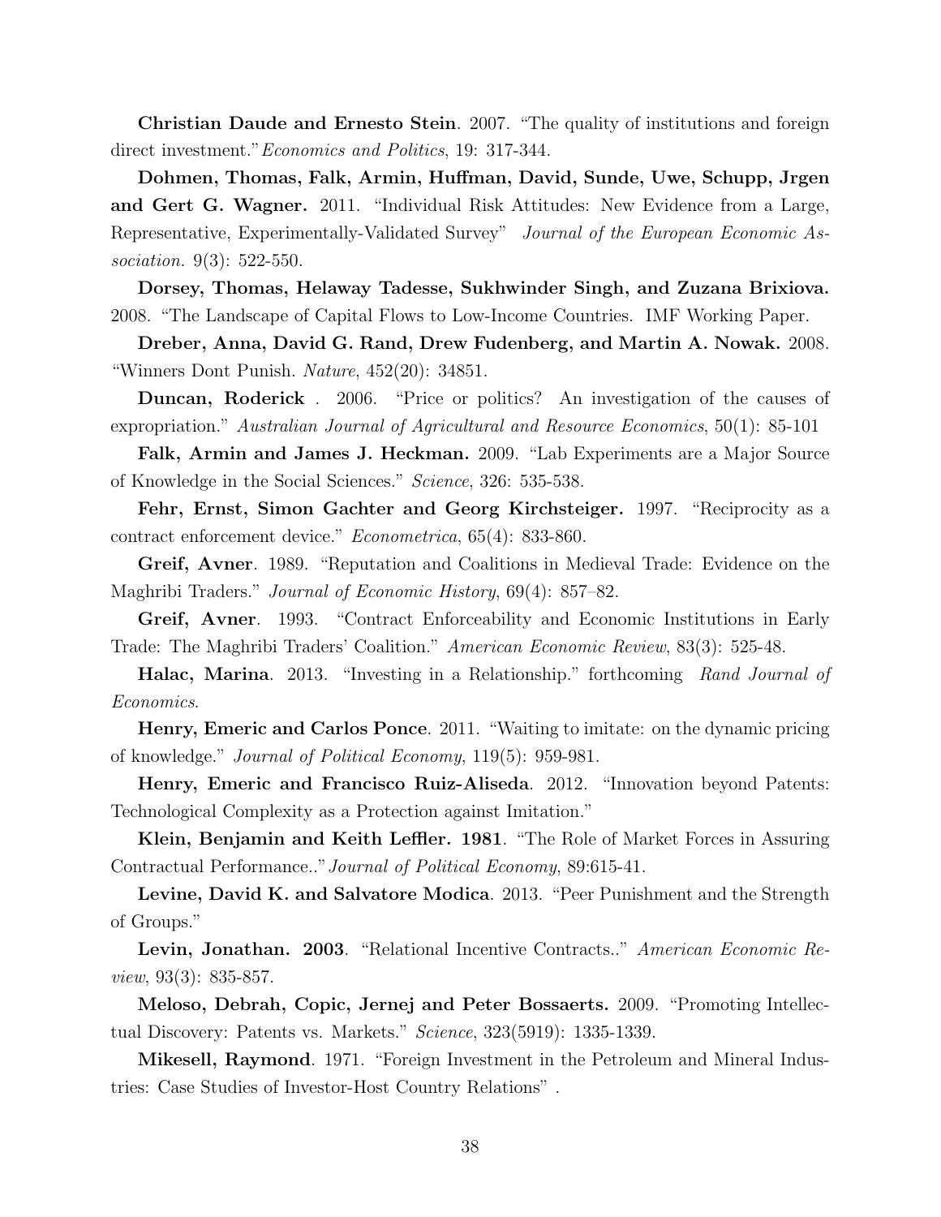**Christian Daude and Ernesto Stein**. 2007. "The quality of institutions and foreign direct investment."*Economics and Politics*, 19: 317-344.

**Dohmen, Thomas, Falk, Armin, Huffman, David, Sunde, Uwe, Schupp, Jrgen and Gert G. Wagner.** 2011. "Individual Risk Attitudes: New Evidence from a Large, Representative, Experimentally-Validated Survey" *Journal of the European Economic Association.* 9(3): 522-550.

**Dorsey, Thomas, Helaway Tadesse, Sukhwinder Singh, and Zuzana Brixiova.** 2008. "The Landscape of Capital Flows to Low-Income Countries. IMF Working Paper.

**Dreber, Anna, David G. Rand, Drew Fudenberg, and Martin A. Nowak.** 2008. "Winners Dont Punish. *Nature*, 452(20): 34851.

**Duncan, Roderick** . 2006. "Price or politics? An investigation of the causes of expropriation." *Australian Journal of Agricultural and Resource Economics*, 50(1): 85-101

**Falk, Armin and James J. Heckman.** 2009. "Lab Experiments are a Major Source of Knowledge in the Social Sciences." *Science*, 326: 535-538.

**Fehr, Ernst, Simon Gachter and Georg Kirchsteiger.** 1997. "Reciprocity as a contract enforcement device." *Econometrica*, 65(4): 833-860.

**Greif, Avner**. 1989. "Reputation and Coalitions in Medieval Trade: Evidence on the Maghribi Traders." *Journal of Economic History*, 69(4): 857–82.

**Greif, Avner**. 1993. "Contract Enforceability and Economic Institutions in Early Trade: The Maghribi Traders' Coalition." *American Economic Review*, 83(3): 525-48.

**Halac, Marina**. 2013. "Investing in a Relationship." forthcoming *Rand Journal of Economics*.

**Henry, Emeric and Carlos Ponce**. 2011. "Waiting to imitate: on the dynamic pricing of knowledge." *Journal of Political Economy*, 119(5): 959-981.

**Henry, Emeric and Francisco Ruiz-Aliseda**. 2012. "Innovation beyond Patents: Technological Complexity as a Protection against Imitation."

**Klein, Benjamin and Keith Leffler. 1981**. "The Role of Market Forces in Assuring Contractual Performance.."*Journal of Political Economy*, 89:615-41.

**Levine, David K. and Salvatore Modica**. 2013. "Peer Punishment and the Strength of Groups."

**Levin, Jonathan. 2003**. "Relational Incentive Contracts.." *American Economic Review*, 93(3): 835-857.

**Meloso, Debrah, Copic, Jernej and Peter Bossaerts.** 2009. "Promoting Intellectual Discovery: Patents vs. Markets." *Science*, 323(5919): 1335-1339.

**Mikesell, Raymond**. 1971. "Foreign Investment in the Petroleum and Mineral Industries: Case Studies of Investor-Host Country Relations" .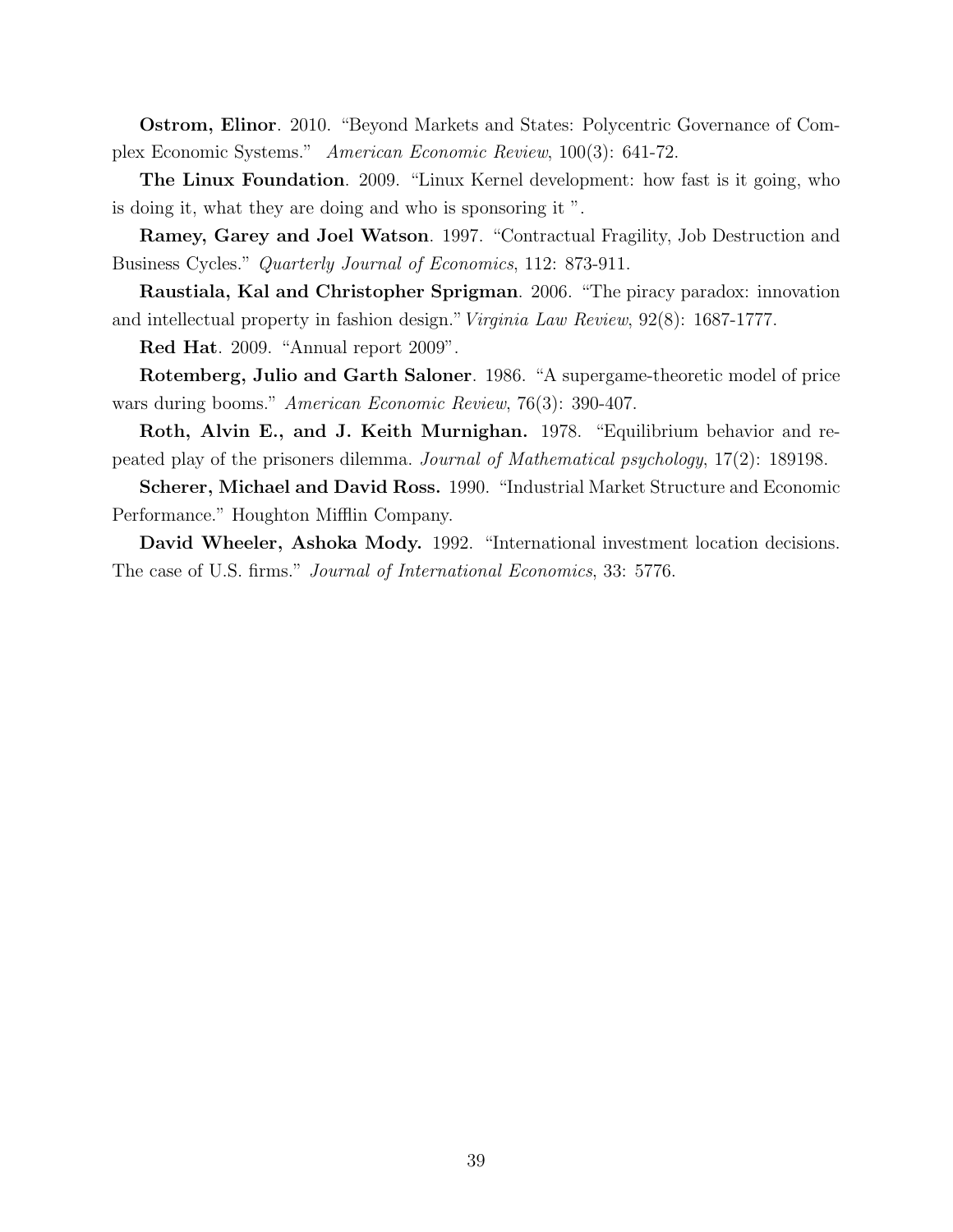**Ostrom, Elinor**. 2010. "Beyond Markets and States: Polycentric Governance of Complex Economic Systems." *American Economic Review*, 100(3): 641-72.

**The Linux Foundation**. 2009. "Linux Kernel development: how fast is it going, who is doing it, what they are doing and who is sponsoring it ".

**Ramey, Garey and Joel Watson**. 1997. "Contractual Fragility, Job Destruction and Business Cycles." *Quarterly Journal of Economics*, 112: 873-911.

**Raustiala, Kal and Christopher Sprigman**. 2006. "The piracy paradox: innovation and intellectual property in fashion design." *Virginia Law Review*, 92(8): 1687-1777.

**Red Hat**. 2009. "Annual report 2009".

**Rotemberg, Julio and Garth Saloner**. 1986. "A supergame-theoretic model of price wars during booms." *American Economic Review*, 76(3): 390-407.

**Roth, Alvin E., and J. Keith Murnighan.** 1978. "Equilibrium behavior and repeated play of the prisoners dilemma. *Journal of Mathematical psychology*, 17(2): 189198.

**Scherer, Michael and David Ross.** 1990. "Industrial Market Structure and Economic Performance." Houghton Mifflin Company.

**David Wheeler, Ashoka Mody.** 1992. "International investment location decisions. The case of U.S. firms." *Journal of International Economics*, 33: 5776.